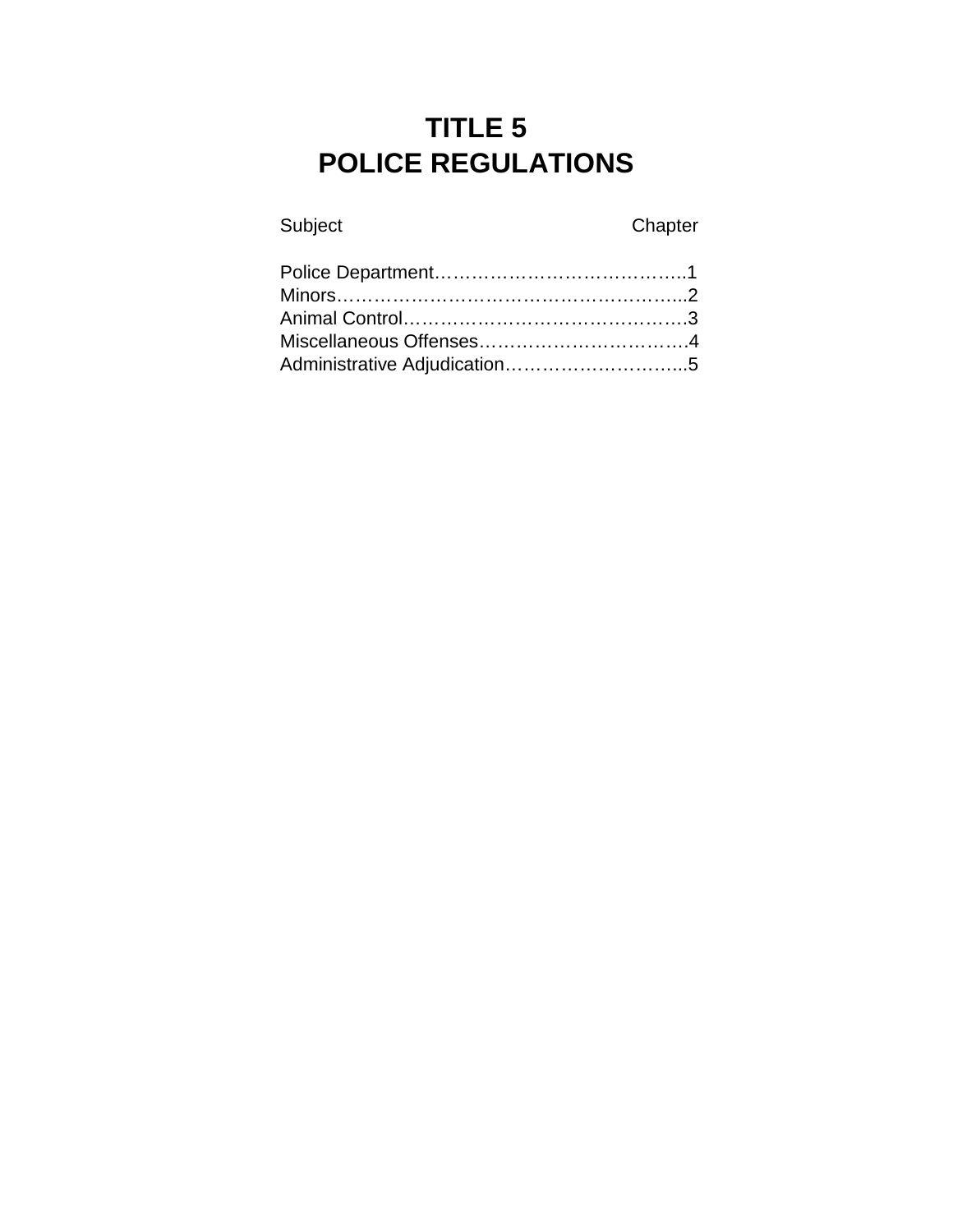# TITLE 5
# POLICE REGULATIONS

| Subject | Chapter |
| --- | --- |
| Police Department | 1 |
| Minors | 2 |
| Animal Control | 3 |
| Miscellaneous Offenses | 4 |
| Administrative Adjudication | 5 |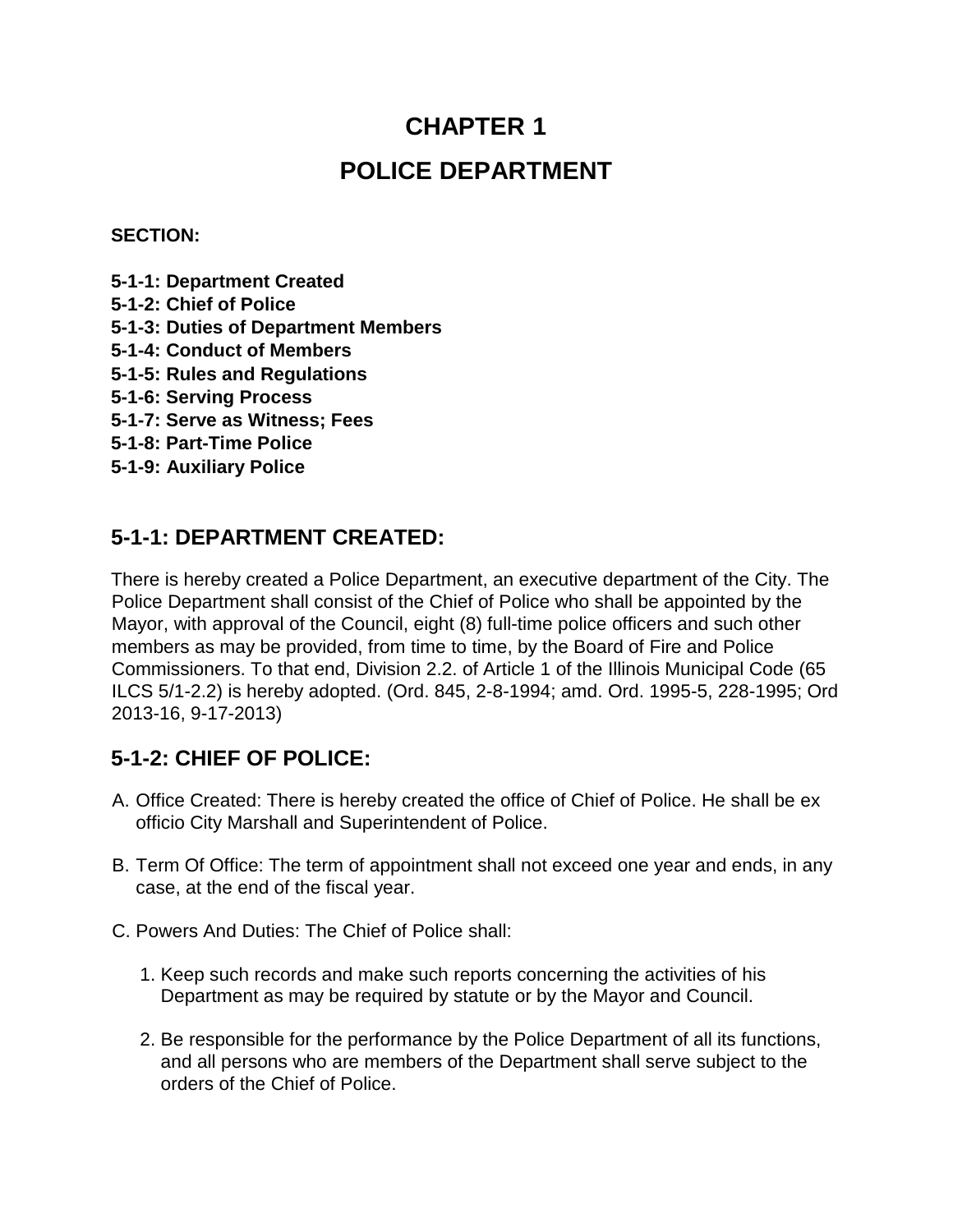# CHAPTER 1

# POLICE DEPARTMENT

**SECTION:**

**5-1-1: Department Created**
**5-1-2: Chief of Police**
**5-1-3: Duties of Department Members**
**5-1-4: Conduct of Members**
**5-1-5: Rules and Regulations**
**5-1-6: Serving Process**
**5-1-7: Serve as Witness; Fees**
**5-1-8: Part-Time Police**
**5-1-9: Auxiliary Police**

## 5-1-1: DEPARTMENT CREATED:

There is hereby created a Police Department, an executive department of the City. The Police Department shall consist of the Chief of Police who shall be appointed by the Mayor, with approval of the Council, eight (8) full-time police officers and such other members as may be provided, from time to time, by the Board of Fire and Police Commissioners. To that end, Division 2.2. of Article 1 of the Illinois Municipal Code (65 ILCS 5/1-2.2) is hereby adopted. (Ord. 845, 2-8-1994; amd. Ord. 1995-5, 228-1995; Ord 2013-16, 9-17-2013)

## 5-1-2: CHIEF OF POLICE:

A. Office Created: There is hereby created the office of Chief of Police. He shall be ex officio City Marshall and Superintendent of Police.

B. Term Of Office: The term of appointment shall not exceed one year and ends, in any case, at the end of the fiscal year.

C. Powers And Duties: The Chief of Police shall:

   1. Keep such records and make such reports concerning the activities of his Department as may be required by statute or by the Mayor and Council.

   2. Be responsible for the performance by the Police Department of all its functions, and all persons who are members of the Department shall serve subject to the orders of the Chief of Police.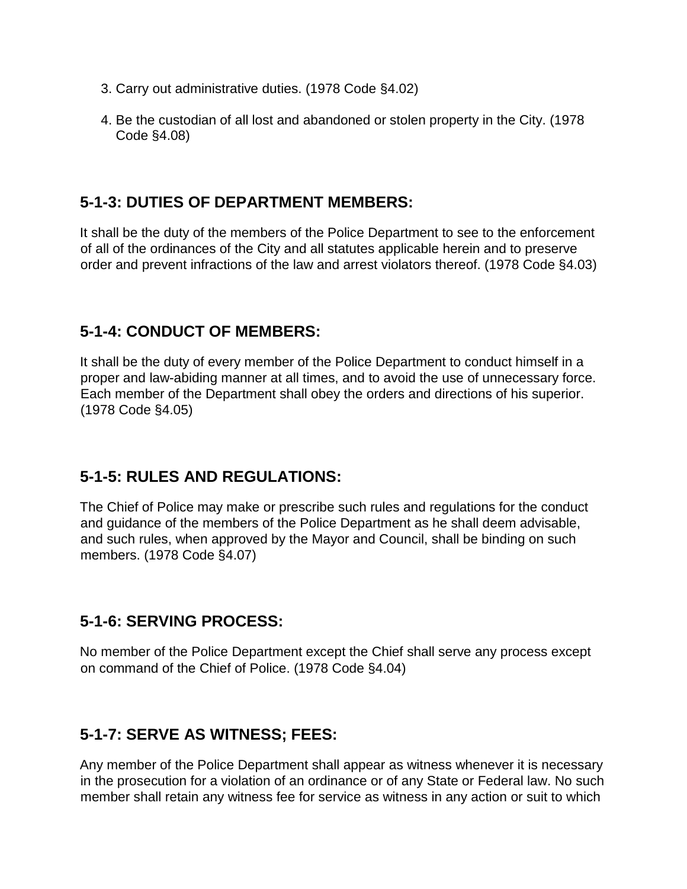3. Carry out administrative duties. (1978 Code §4.02)

4. Be the custodian of all lost and abandoned or stolen property in the City. (1978 Code §4.08)

## 5-1-3: DUTIES OF DEPARTMENT MEMBERS:

It shall be the duty of the members of the Police Department to see to the enforcement of all of the ordinances of the City and all statutes applicable herein and to preserve order and prevent infractions of the law and arrest violators thereof. (1978 Code §4.03)

## 5-1-4: CONDUCT OF MEMBERS:

It shall be the duty of every member of the Police Department to conduct himself in a proper and law-abiding manner at all times, and to avoid the use of unnecessary force. Each member of the Department shall obey the orders and directions of his superior. (1978 Code §4.05)

## 5-1-5: RULES AND REGULATIONS:

The Chief of Police may make or prescribe such rules and regulations for the conduct and guidance of the members of the Police Department as he shall deem advisable, and such rules, when approved by the Mayor and Council, shall be binding on such members. (1978 Code §4.07)

## 5-1-6: SERVING PROCESS:

No member of the Police Department except the Chief shall serve any process except on command of the Chief of Police. (1978 Code §4.04)

## 5-1-7: SERVE AS WITNESS; FEES:

Any member of the Police Department shall appear as witness whenever it is necessary in the prosecution for a violation of an ordinance or of any State or Federal law. No such member shall retain any witness fee for service as witness in any action or suit to which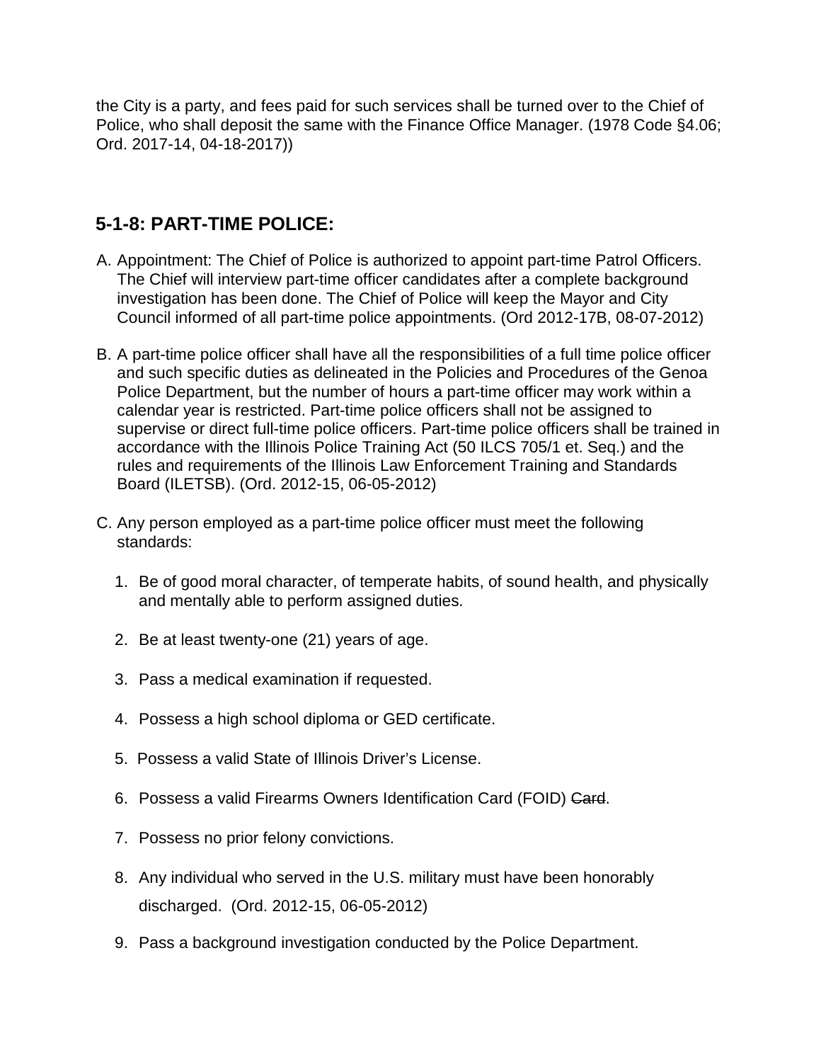the City is a party, and fees paid for such services shall be turned over to the Chief of Police, who shall deposit the same with the Finance Office Manager. (1978 Code §4.06; Ord. 2017-14, 04-18-2017))

## 5-1-8: PART-TIME POLICE:

A. Appointment: The Chief of Police is authorized to appoint part-time Patrol Officers. The Chief will interview part-time officer candidates after a complete background investigation has been done. The Chief of Police will keep the Mayor and City Council informed of all part-time police appointments. (Ord 2012-17B, 08-07-2012)

B. A part-time police officer shall have all the responsibilities of a full time police officer and such specific duties as delineated in the Policies and Procedures of the Genoa Police Department, but the number of hours a part-time officer may work within a calendar year is restricted. Part-time police officers shall not be assigned to supervise or direct full-time police officers. Part-time police officers shall be trained in accordance with the Illinois Police Training Act (50 ILCS 705/1 et. Seq.) and the rules and requirements of the Illinois Law Enforcement Training and Standards Board (ILETSB). (Ord. 2012-15, 06-05-2012)

C. Any person employed as a part-time police officer must meet the following standards:

   1. Be of good moral character, of temperate habits, of sound health, and physically and mentally able to perform assigned duties.

   2. Be at least twenty-one (21) years of age.

   3. Pass a medical examination if requested.

   4. Possess a high school diploma or GED certificate.

   5. Possess a valid State of Illinois Driver's License.

   6. Possess a valid Firearms Owners Identification Card (FOID) ~~Card~~.

   7. Possess no prior felony convictions.

   8. Any individual who served in the U.S. military must have been honorably discharged. (Ord. 2012-15, 06-05-2012)

   9. Pass a background investigation conducted by the Police Department.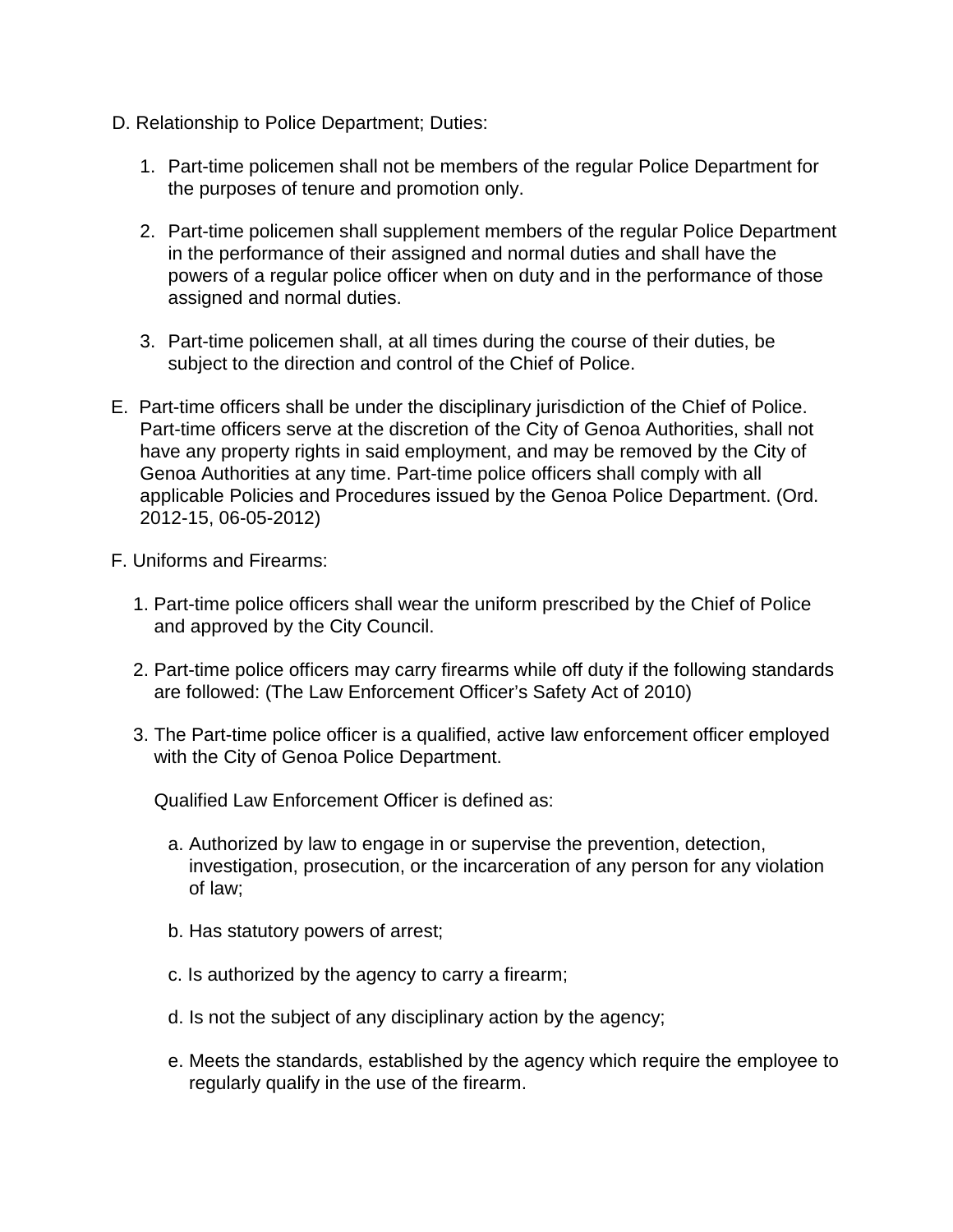D. Relationship to Police Department; Duties:

1. Part-time policemen shall not be members of the regular Police Department for the purposes of tenure and promotion only.

2. Part-time policemen shall supplement members of the regular Police Department in the performance of their assigned and normal duties and shall have the powers of a regular police officer when on duty and in the performance of those assigned and normal duties.

3. Part-time policemen shall, at all times during the course of their duties, be subject to the direction and control of the Chief of Police.

E. Part-time officers shall be under the disciplinary jurisdiction of the Chief of Police. Part-time officers serve at the discretion of the City of Genoa Authorities, shall not have any property rights in said employment, and may be removed by the City of Genoa Authorities at any time. Part-time police officers shall comply with all applicable Policies and Procedures issued by the Genoa Police Department. (Ord. 2012-15, 06-05-2012)

F. Uniforms and Firearms:

1. Part-time police officers shall wear the uniform prescribed by the Chief of Police and approved by the City Council.

2. Part-time police officers may carry firearms while off duty if the following standards are followed: (The Law Enforcement Officer's Safety Act of 2010)

3. The Part-time police officer is a qualified, active law enforcement officer employed with the City of Genoa Police Department.

   Qualified Law Enforcement Officer is defined as:

   a. Authorized by law to engage in or supervise the prevention, detection, investigation, prosecution, or the incarceration of any person for any violation of law;

   b. Has statutory powers of arrest;

   c. Is authorized by the agency to carry a firearm;

   d. Is not the subject of any disciplinary action by the agency;

   e. Meets the standards, established by the agency which require the employee to regularly qualify in the use of the firearm.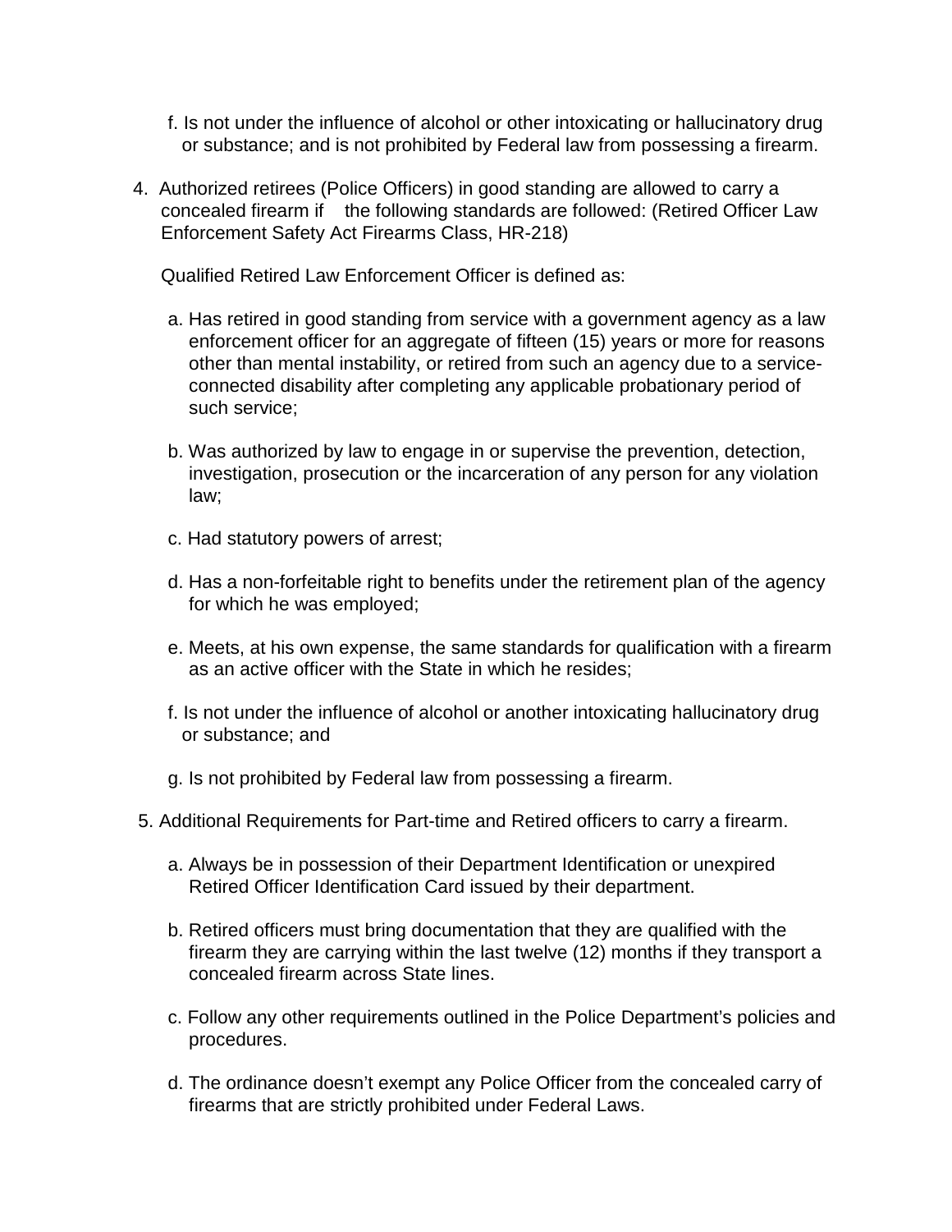f. Is not under the influence of alcohol or other intoxicating or hallucinatory drug or substance; and is not prohibited by Federal law from possessing a firearm.

4. Authorized retirees (Police Officers) in good standing are allowed to carry a concealed firearm if the following standards are followed: (Retired Officer Law Enforcement Safety Act Firearms Class, HR-218)

   Qualified Retired Law Enforcement Officer is defined as:

   a. Has retired in good standing from service with a government agency as a law enforcement officer for an aggregate of fifteen (15) years or more for reasons other than mental instability, or retired from such an agency due to a service-connected disability after completing any applicable probationary period of such service;

   b. Was authorized by law to engage in or supervise the prevention, detection, investigation, prosecution or the incarceration of any person for any violation law;

   c. Had statutory powers of arrest;

   d. Has a non-forfeitable right to benefits under the retirement plan of the agency for which he was employed;

   e. Meets, at his own expense, the same standards for qualification with a firearm as an active officer with the State in which he resides;

   f. Is not under the influence of alcohol or another intoxicating hallucinatory drug or substance; and

   g. Is not prohibited by Federal law from possessing a firearm.

5. Additional Requirements for Part-time and Retired officers to carry a firearm.

   a. Always be in possession of their Department Identification or unexpired Retired Officer Identification Card issued by their department.

   b. Retired officers must bring documentation that they are qualified with the firearm they are carrying within the last twelve (12) months if they transport a concealed firearm across State lines.

   c. Follow any other requirements outlined in the Police Department's policies and procedures.

   d. The ordinance doesn't exempt any Police Officer from the concealed carry of firearms that are strictly prohibited under Federal Laws.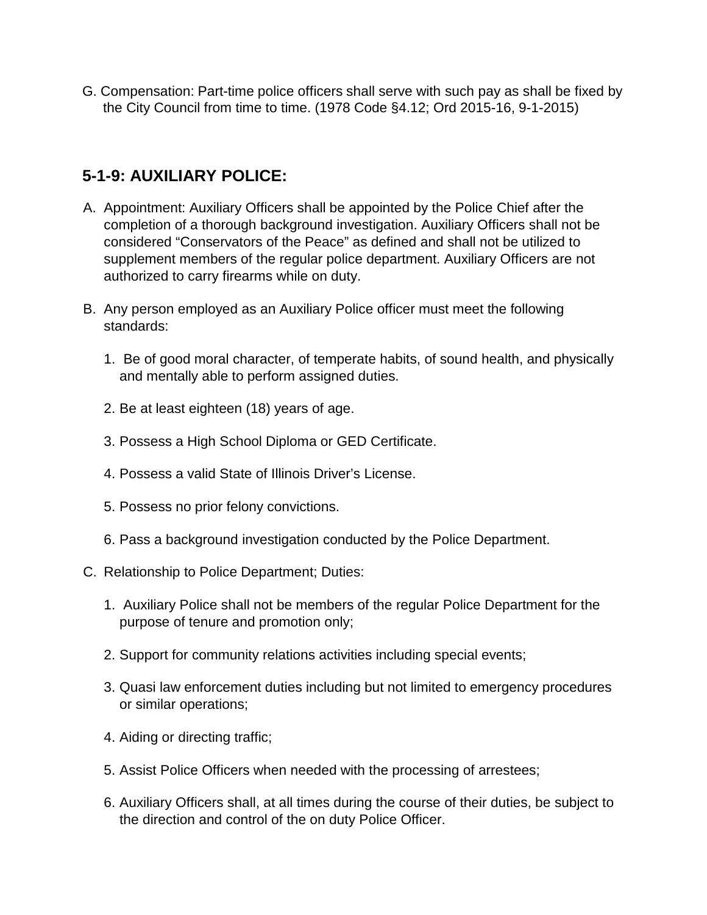G. Compensation: Part-time police officers shall serve with such pay as shall be fixed by the City Council from time to time. (1978 Code §4.12; Ord 2015-16, 9-1-2015)

## 5-1-9: AUXILIARY POLICE:

A. Appointment: Auxiliary Officers shall be appointed by the Police Chief after the completion of a thorough background investigation. Auxiliary Officers shall not be considered “Conservators of the Peace” as defined and shall not be utilized to supplement members of the regular police department. Auxiliary Officers are not authorized to carry firearms while on duty.

B. Any person employed as an Auxiliary Police officer must meet the following standards:

   1. Be of good moral character, of temperate habits, of sound health, and physically and mentally able to perform assigned duties.

   2. Be at least eighteen (18) years of age.

   3. Possess a High School Diploma or GED Certificate.

   4. Possess a valid State of Illinois Driver’s License.

   5. Possess no prior felony convictions.

   6. Pass a background investigation conducted by the Police Department.

C. Relationship to Police Department; Duties:

   1. Auxiliary Police shall not be members of the regular Police Department for the purpose of tenure and promotion only;

   2. Support for community relations activities including special events;

   3. Quasi law enforcement duties including but not limited to emergency procedures or similar operations;

   4. Aiding or directing traffic;

   5. Assist Police Officers when needed with the processing of arrestees;

   6. Auxiliary Officers shall, at all times during the course of their duties, be subject to the direction and control of the on duty Police Officer.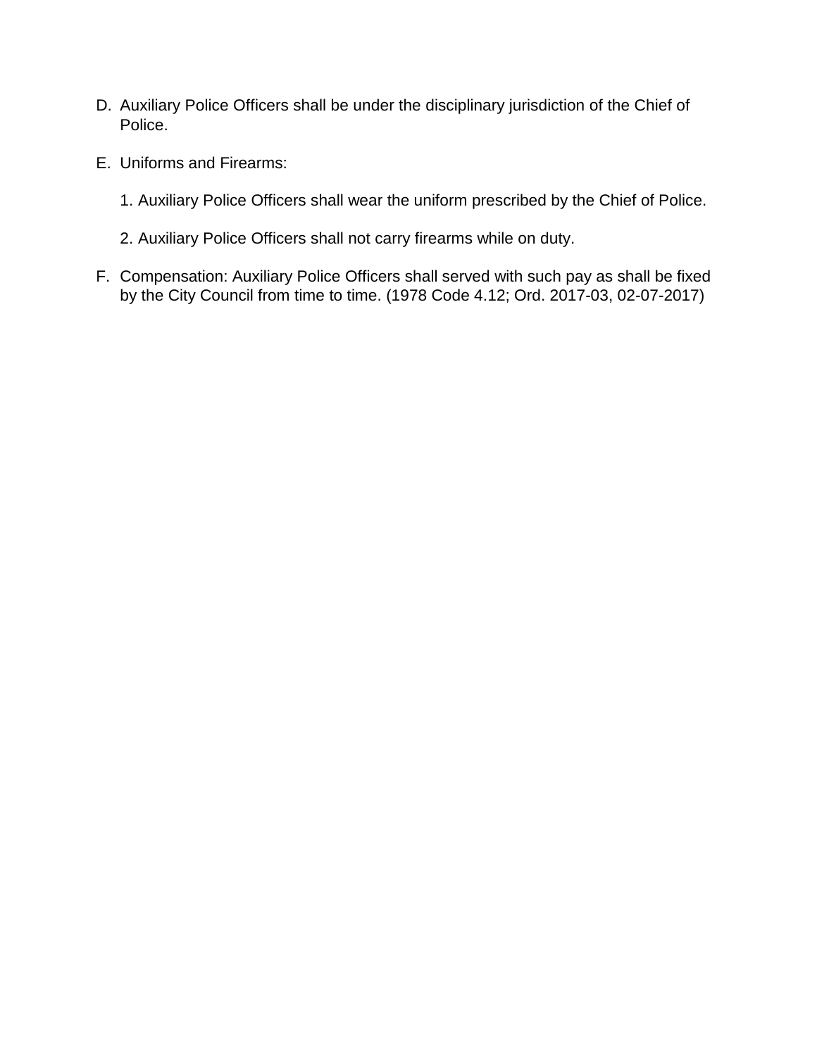D. Auxiliary Police Officers shall be under the disciplinary jurisdiction of the Chief of Police.

E. Uniforms and Firearms:

   1. Auxiliary Police Officers shall wear the uniform prescribed by the Chief of Police.

   2. Auxiliary Police Officers shall not carry firearms while on duty.

F. Compensation: Auxiliary Police Officers shall served with such pay as shall be fixed by the City Council from time to time. (1978 Code 4.12; Ord. 2017-03, 02-07-2017)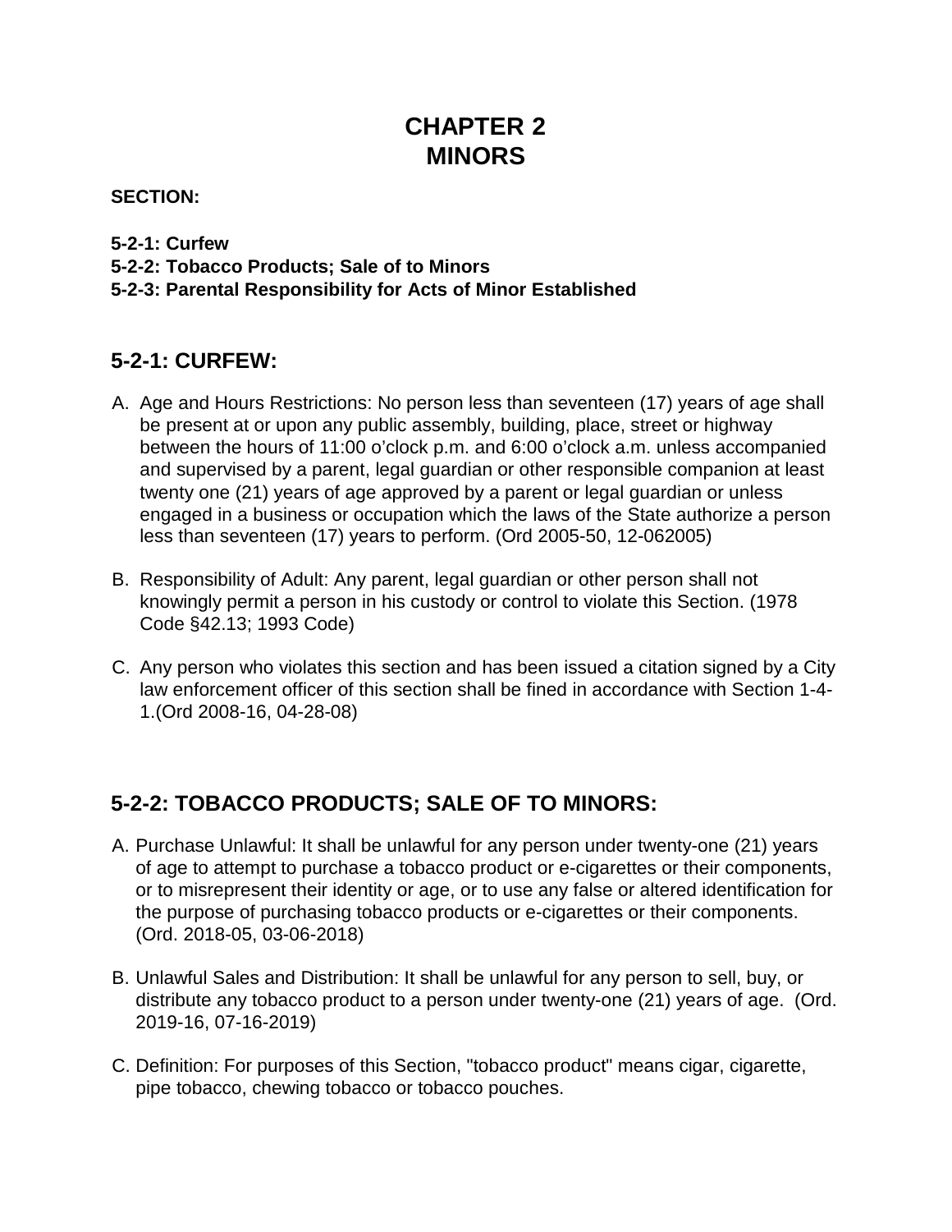# CHAPTER 2
# MINORS

**SECTION:**

**5-2-1: Curfew**
**5-2-2: Tobacco Products; Sale of to Minors**
**5-2-3: Parental Responsibility for Acts of Minor Established**

## 5-2-1: CURFEW:

A. Age and Hours Restrictions: No person less than seventeen (17) years of age shall be present at or upon any public assembly, building, place, street or highway between the hours of 11:00 o'clock p.m. and 6:00 o'clock a.m. unless accompanied and supervised by a parent, legal guardian or other responsible companion at least twenty one (21) years of age approved by a parent or legal guardian or unless engaged in a business or occupation which the laws of the State authorize a person less than seventeen (17) years to perform. (Ord 2005-50, 12-062005)

B. Responsibility of Adult: Any parent, legal guardian or other person shall not knowingly permit a person in his custody or control to violate this Section. (1978 Code §42.13; 1993 Code)

C. Any person who violates this section and has been issued a citation signed by a City law enforcement officer of this section shall be fined in accordance with Section 1-4-1.(Ord 2008-16, 04-28-08)

## 5-2-2: TOBACCO PRODUCTS; SALE OF TO MINORS:

A. Purchase Unlawful: It shall be unlawful for any person under twenty-one (21) years of age to attempt to purchase a tobacco product or e-cigarettes or their components, or to misrepresent their identity or age, or to use any false or altered identification for the purpose of purchasing tobacco products or e-cigarettes or their components. (Ord. 2018-05, 03-06-2018)

B. Unlawful Sales and Distribution: It shall be unlawful for any person to sell, buy, or distribute any tobacco product to a person under twenty-one (21) years of age. (Ord. 2019-16, 07-16-2019)

C. Definition: For purposes of this Section, "tobacco product" means cigar, cigarette, pipe tobacco, chewing tobacco or tobacco pouches.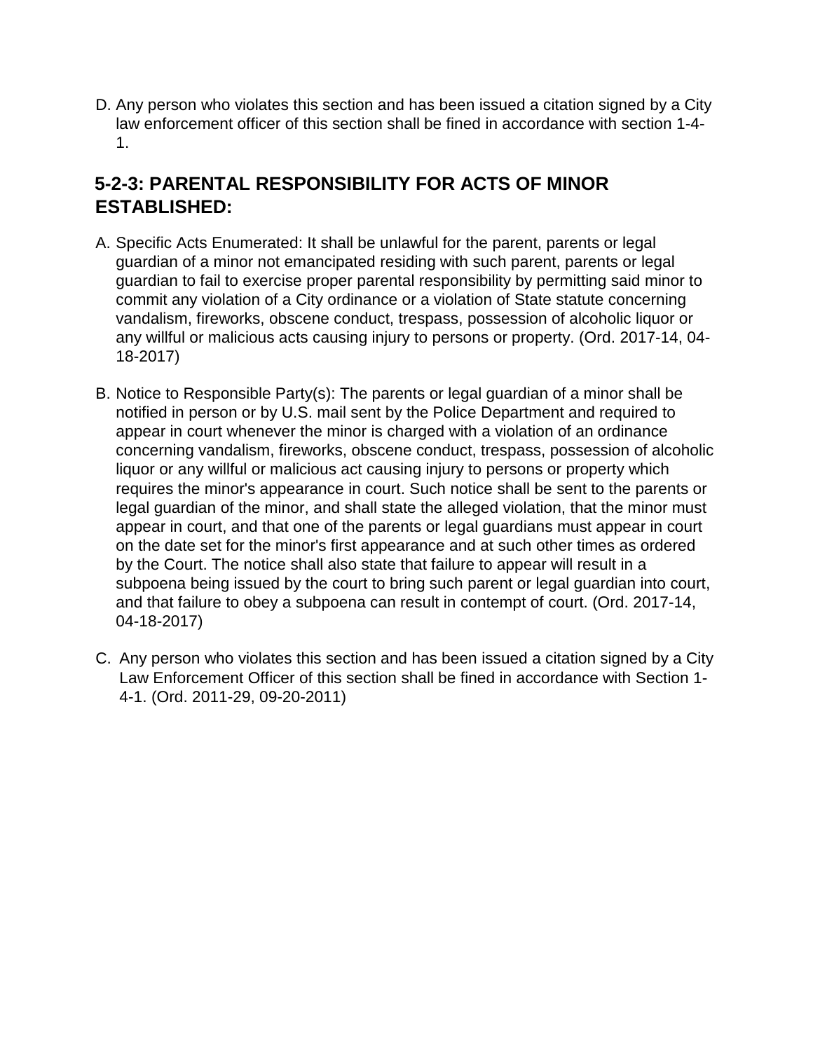D. Any person who violates this section and has been issued a citation signed by a City law enforcement officer of this section shall be fined in accordance with section 1-4-1.

## 5-2-3: PARENTAL RESPONSIBILITY FOR ACTS OF MINOR ESTABLISHED:

A. Specific Acts Enumerated: It shall be unlawful for the parent, parents or legal guardian of a minor not emancipated residing with such parent, parents or legal guardian to fail to exercise proper parental responsibility by permitting said minor to commit any violation of a City ordinance or a violation of State statute concerning vandalism, fireworks, obscene conduct, trespass, possession of alcoholic liquor or any willful or malicious acts causing injury to persons or property. (Ord. 2017-14, 04-18-2017)

B. Notice to Responsible Party(s): The parents or legal guardian of a minor shall be notified in person or by U.S. mail sent by the Police Department and required to appear in court whenever the minor is charged with a violation of an ordinance concerning vandalism, fireworks, obscene conduct, trespass, possession of alcoholic liquor or any willful or malicious act causing injury to persons or property which requires the minor's appearance in court. Such notice shall be sent to the parents or legal guardian of the minor, and shall state the alleged violation, that the minor must appear in court, and that one of the parents or legal guardians must appear in court on the date set for the minor's first appearance and at such other times as ordered by the Court. The notice shall also state that failure to appear will result in a subpoena being issued by the court to bring such parent or legal guardian into court, and that failure to obey a subpoena can result in contempt of court. (Ord. 2017-14, 04-18-2017)

C. Any person who violates this section and has been issued a citation signed by a City Law Enforcement Officer of this section shall be fined in accordance with Section 1-4-1. (Ord. 2011-29, 09-20-2011)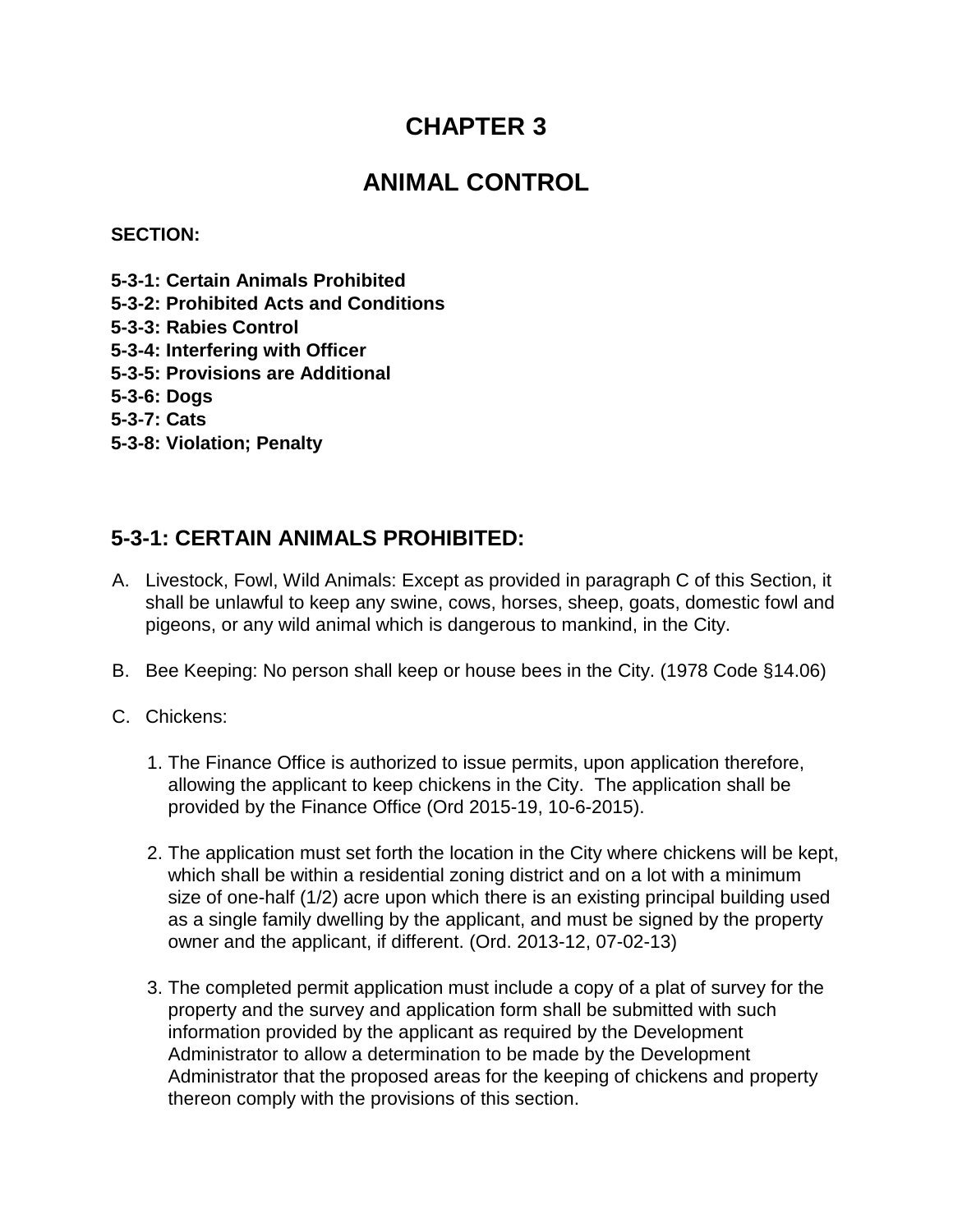# CHAPTER 3

# ANIMAL CONTROL

**SECTION:**

**5-3-1: Certain Animals Prohibited**
**5-3-2: Prohibited Acts and Conditions**
**5-3-3: Rabies Control**
**5-3-4: Interfering with Officer**
**5-3-5: Provisions are Additional**
**5-3-6: Dogs**
**5-3-7: Cats**
**5-3-8: Violation; Penalty**

## 5-3-1: CERTAIN ANIMALS PROHIBITED:

A. Livestock, Fowl, Wild Animals: Except as provided in paragraph C of this Section, it shall be unlawful to keep any swine, cows, horses, sheep, goats, domestic fowl and pigeons, or any wild animal which is dangerous to mankind, in the City.

B. Bee Keeping: No person shall keep or house bees in the City. (1978 Code §14.06)

C. Chickens:

   1. The Finance Office is authorized to issue permits, upon application therefore, allowing the applicant to keep chickens in the City. The application shall be provided by the Finance Office (Ord 2015-19, 10-6-2015).

   2. The application must set forth the location in the City where chickens will be kept, which shall be within a residential zoning district and on a lot with a minimum size of one-half (1/2) acre upon which there is an existing principal building used as a single family dwelling by the applicant, and must be signed by the property owner and the applicant, if different. (Ord. 2013-12, 07-02-13)

   3. The completed permit application must include a copy of a plat of survey for the property and the survey and application form shall be submitted with such information provided by the applicant as required by the Development Administrator to allow a determination to be made by the Development Administrator that the proposed areas for the keeping of chickens and property thereon comply with the provisions of this section.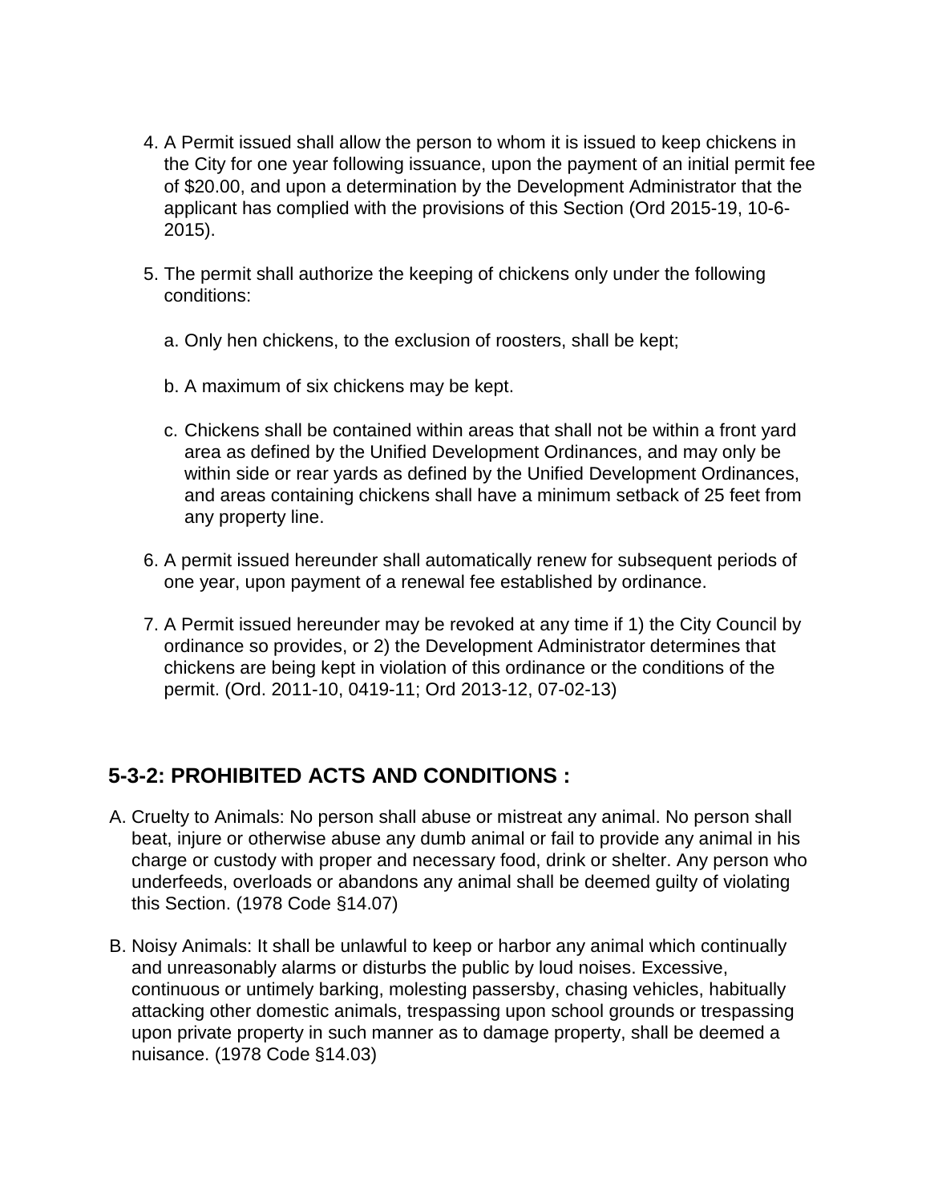4. A Permit issued shall allow the person to whom it is issued to keep chickens in the City for one year following issuance, upon the payment of an initial permit fee of $20.00, and upon a determination by the Development Administrator that the applicant has complied with the provisions of this Section (Ord 2015-19, 10-6-2015).

5. The permit shall authorize the keeping of chickens only under the following conditions:

   a. Only hen chickens, to the exclusion of roosters, shall be kept;

   b. A maximum of six chickens may be kept.

   c. Chickens shall be contained within areas that shall not be within a front yard area as defined by the Unified Development Ordinances, and may only be within side or rear yards as defined by the Unified Development Ordinances, and areas containing chickens shall have a minimum setback of 25 feet from any property line.

6. A permit issued hereunder shall automatically renew for subsequent periods of one year, upon payment of a renewal fee established by ordinance.

7. A Permit issued hereunder may be revoked at any time if 1) the City Council by ordinance so provides, or 2) the Development Administrator determines that chickens are being kept in violation of this ordinance or the conditions of the permit. (Ord. 2011-10, 0419-11; Ord 2013-12, 07-02-13)

## 5-3-2: PROHIBITED ACTS AND CONDITIONS :

A. Cruelty to Animals: No person shall abuse or mistreat any animal. No person shall beat, injure or otherwise abuse any dumb animal or fail to provide any animal in his charge or custody with proper and necessary food, drink or shelter. Any person who underfeeds, overloads or abandons any animal shall be deemed guilty of violating this Section. (1978 Code §14.07)

B. Noisy Animals: It shall be unlawful to keep or harbor any animal which continually and unreasonably alarms or disturbs the public by loud noises. Excessive, continuous or untimely barking, molesting passersby, chasing vehicles, habitually attacking other domestic animals, trespassing upon school grounds or trespassing upon private property in such manner as to damage property, shall be deemed a nuisance. (1978 Code §14.03)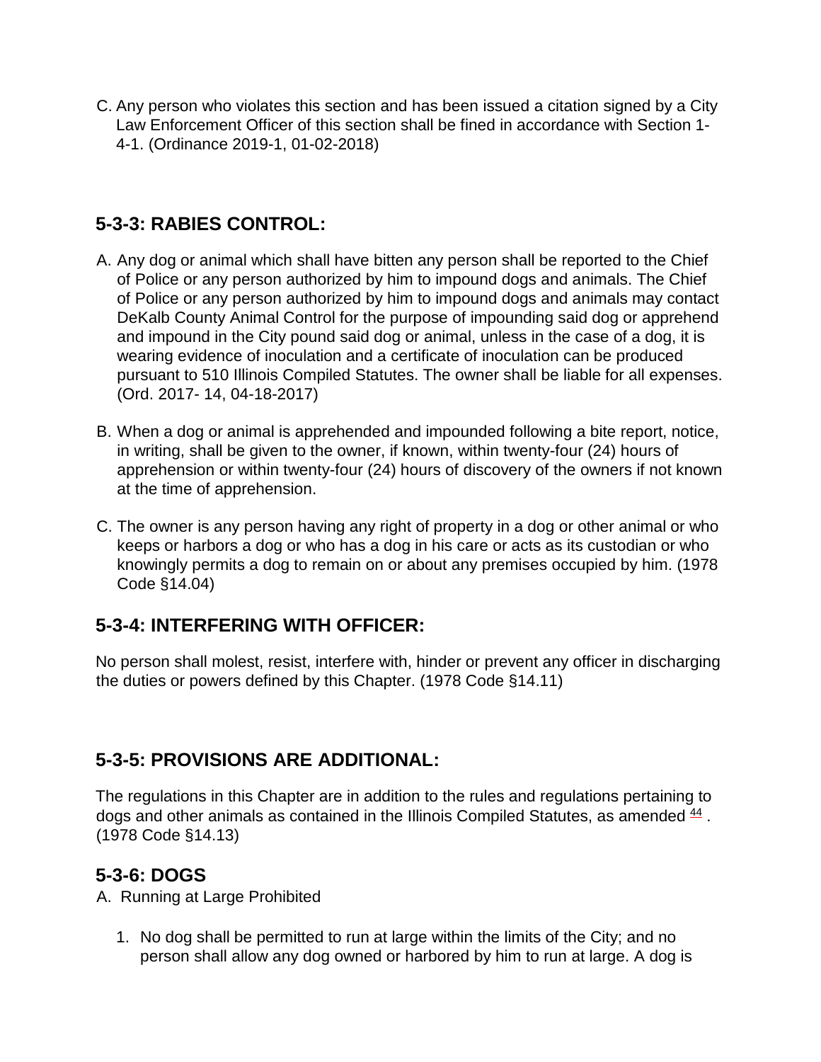C. Any person who violates this section and has been issued a citation signed by a City Law Enforcement Officer of this section shall be fined in accordance with Section 1-4-1. (Ordinance 2019-1, 01-02-2018)

## 5-3-3: RABIES CONTROL:

A. Any dog or animal which shall have bitten any person shall be reported to the Chief of Police or any person authorized by him to impound dogs and animals. The Chief of Police or any person authorized by him to impound dogs and animals may contact DeKalb County Animal Control for the purpose of impounding said dog or apprehend and impound in the City pound said dog or animal, unless in the case of a dog, it is wearing evidence of inoculation and a certificate of inoculation can be produced pursuant to 510 Illinois Compiled Statutes. The owner shall be liable for all expenses. (Ord. 2017- 14, 04-18-2017)

B. When a dog or animal is apprehended and impounded following a bite report, notice, in writing, shall be given to the owner, if known, within twenty-four (24) hours of apprehension or within twenty-four (24) hours of discovery of the owners if not known at the time of apprehension.

C. The owner is any person having any right of property in a dog or other animal or who keeps or harbors a dog or who has a dog in his care or acts as its custodian or who knowingly permits a dog to remain on or about any premises occupied by him. (1978 Code §14.04)

## 5-3-4: INTERFERING WITH OFFICER:

No person shall molest, resist, interfere with, hinder or prevent any officer in discharging the duties or powers defined by this Chapter. (1978 Code §14.11)

## 5-3-5: PROVISIONS ARE ADDITIONAL:

The regulations in this Chapter are in addition to the rules and regulations pertaining to dogs and other animals as contained in the Illinois Compiled Statutes, as amended [44] . (1978 Code §14.13)

## 5-3-6: DOGS

A. Running at Large Prohibited

1. No dog shall be permitted to run at large within the limits of the City; and no person shall allow any dog owned or harbored by him to run at large. A dog is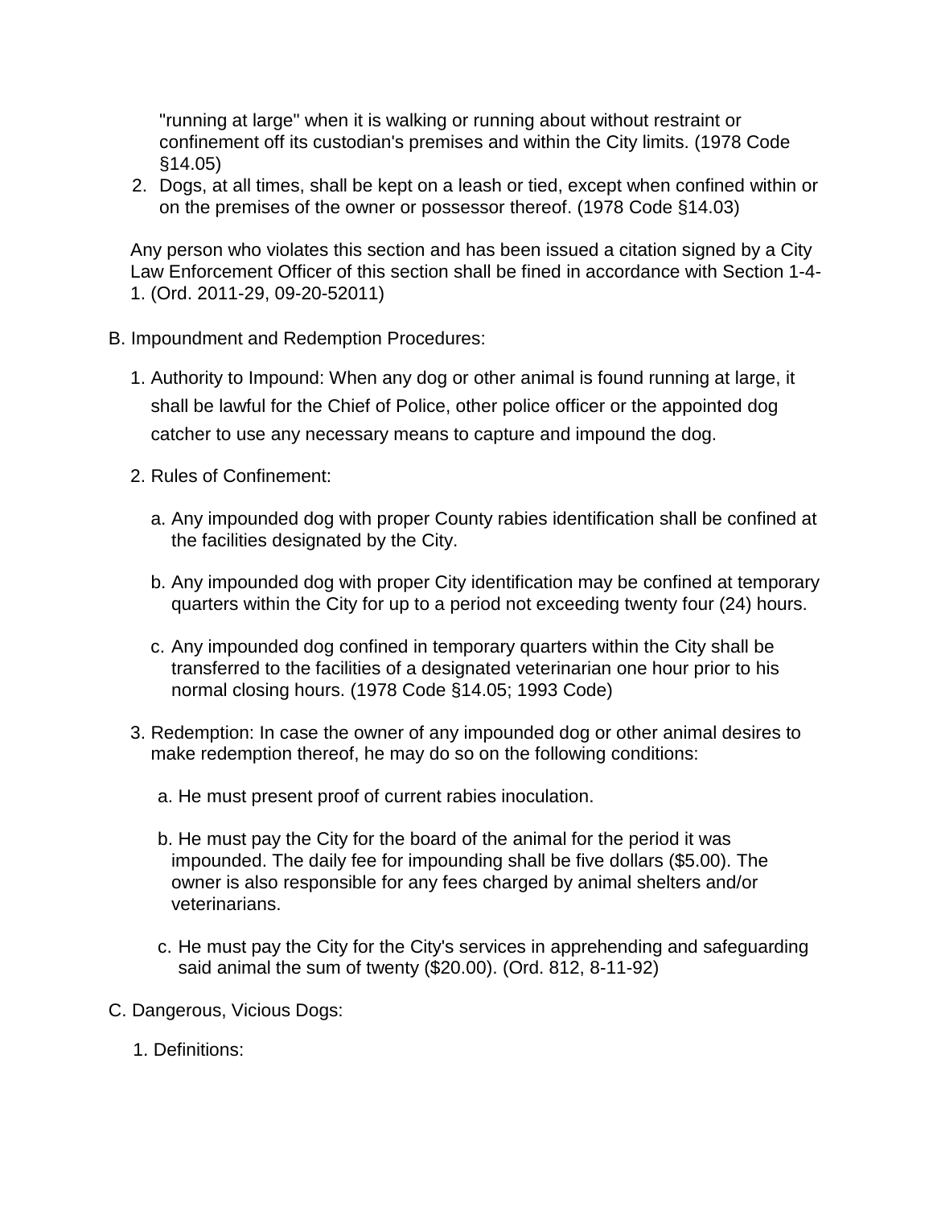"running at large" when it is walking or running about without restraint or confinement off its custodian's premises and within the City limits. (1978 Code §14.05)

2. Dogs, at all times, shall be kept on a leash or tied, except when confined within or on the premises of the owner or possessor thereof. (1978 Code §14.03)

Any person who violates this section and has been issued a citation signed by a City Law Enforcement Officer of this section shall be fined in accordance with Section 1-4-1. (Ord. 2011-29, 09-20-52011)

B. Impoundment and Redemption Procedures:

1. Authority to Impound: When any dog or other animal is found running at large, it shall be lawful for the Chief of Police, other police officer or the appointed dog catcher to use any necessary means to capture and impound the dog.

2. Rules of Confinement:

   a. Any impounded dog with proper County rabies identification shall be confined at the facilities designated by the City.

   b. Any impounded dog with proper City identification may be confined at temporary quarters within the City for up to a period not exceeding twenty four (24) hours.

   c. Any impounded dog confined in temporary quarters within the City shall be transferred to the facilities of a designated veterinarian one hour prior to his normal closing hours. (1978 Code §14.05; 1993 Code)

3. Redemption: In case the owner of any impounded dog or other animal desires to make redemption thereof, he may do so on the following conditions:

   a. He must present proof of current rabies inoculation.

   b. He must pay the City for the board of the animal for the period it was impounded. The daily fee for impounding shall be five dollars ($5.00). The owner is also responsible for any fees charged by animal shelters and/or veterinarians.

   c. He must pay the City for the City's services in apprehending and safeguarding said animal the sum of twenty ($20.00). (Ord. 812, 8-11-92)

C. Dangerous, Vicious Dogs:

1. Definitions: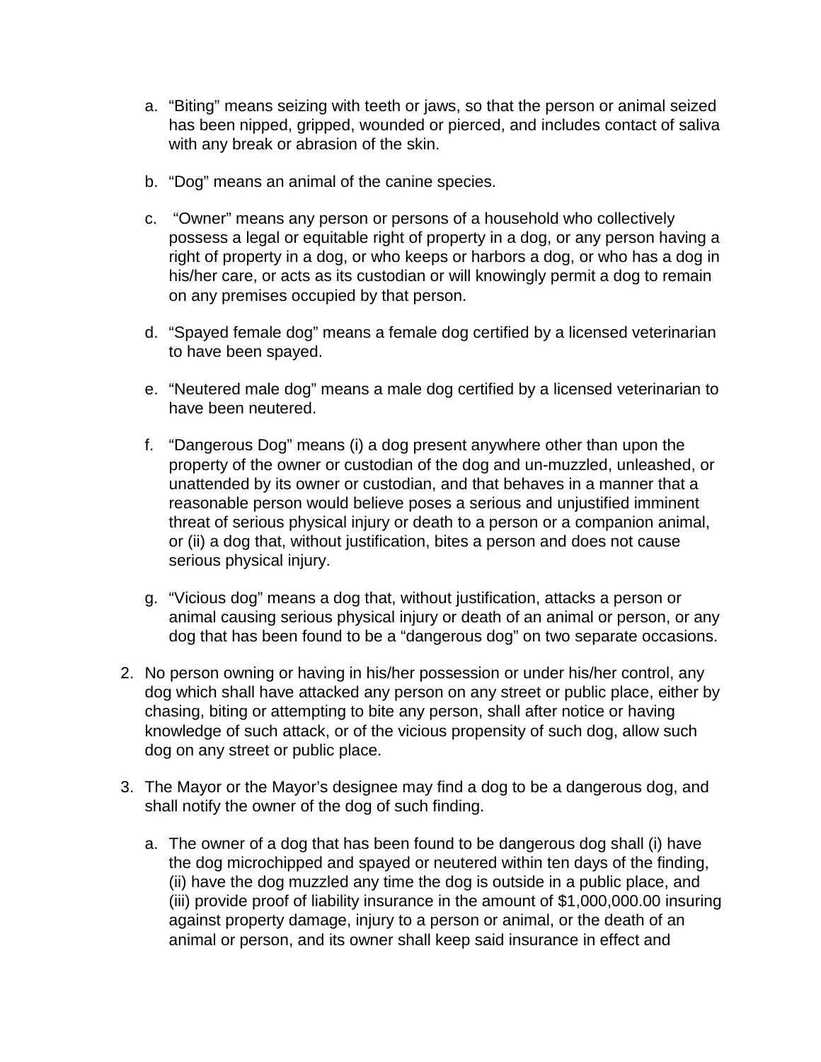a. "Biting" means seizing with teeth or jaws, so that the person or animal seized has been nipped, gripped, wounded or pierced, and includes contact of saliva with any break or abrasion of the skin.

b. "Dog" means an animal of the canine species.

c. "Owner" means any person or persons of a household who collectively possess a legal or equitable right of property in a dog, or any person having a right of property in a dog, or who keeps or harbors a dog, or who has a dog in his/her care, or acts as its custodian or will knowingly permit a dog to remain on any premises occupied by that person.

d. "Spayed female dog" means a female dog certified by a licensed veterinarian to have been spayed.

e. "Neutered male dog" means a male dog certified by a licensed veterinarian to have been neutered.

f. "Dangerous Dog" means (i) a dog present anywhere other than upon the property of the owner or custodian of the dog and un-muzzled, unleashed, or unattended by its owner or custodian, and that behaves in a manner that a reasonable person would believe poses a serious and unjustified imminent threat of serious physical injury or death to a person or a companion animal, or (ii) a dog that, without justification, bites a person and does not cause serious physical injury.

g. "Vicious dog" means a dog that, without justification, attacks a person or animal causing serious physical injury or death of an animal or person, or any dog that has been found to be a "dangerous dog" on two separate occasions.

2. No person owning or having in his/her possession or under his/her control, any dog which shall have attacked any person on any street or public place, either by chasing, biting or attempting to bite any person, shall after notice or having knowledge of such attack, or of the vicious propensity of such dog, allow such dog on any street or public place.

3. The Mayor or the Mayor's designee may find a dog to be a dangerous dog, and shall notify the owner of the dog of such finding.

   a. The owner of a dog that has been found to be dangerous dog shall (i) have the dog microchipped and spayed or neutered within ten days of the finding, (ii) have the dog muzzled any time the dog is outside in a public place, and (iii) provide proof of liability insurance in the amount of $1,000,000.00 insuring against property damage, injury to a person or animal, or the death of an animal or person, and its owner shall keep said insurance in effect and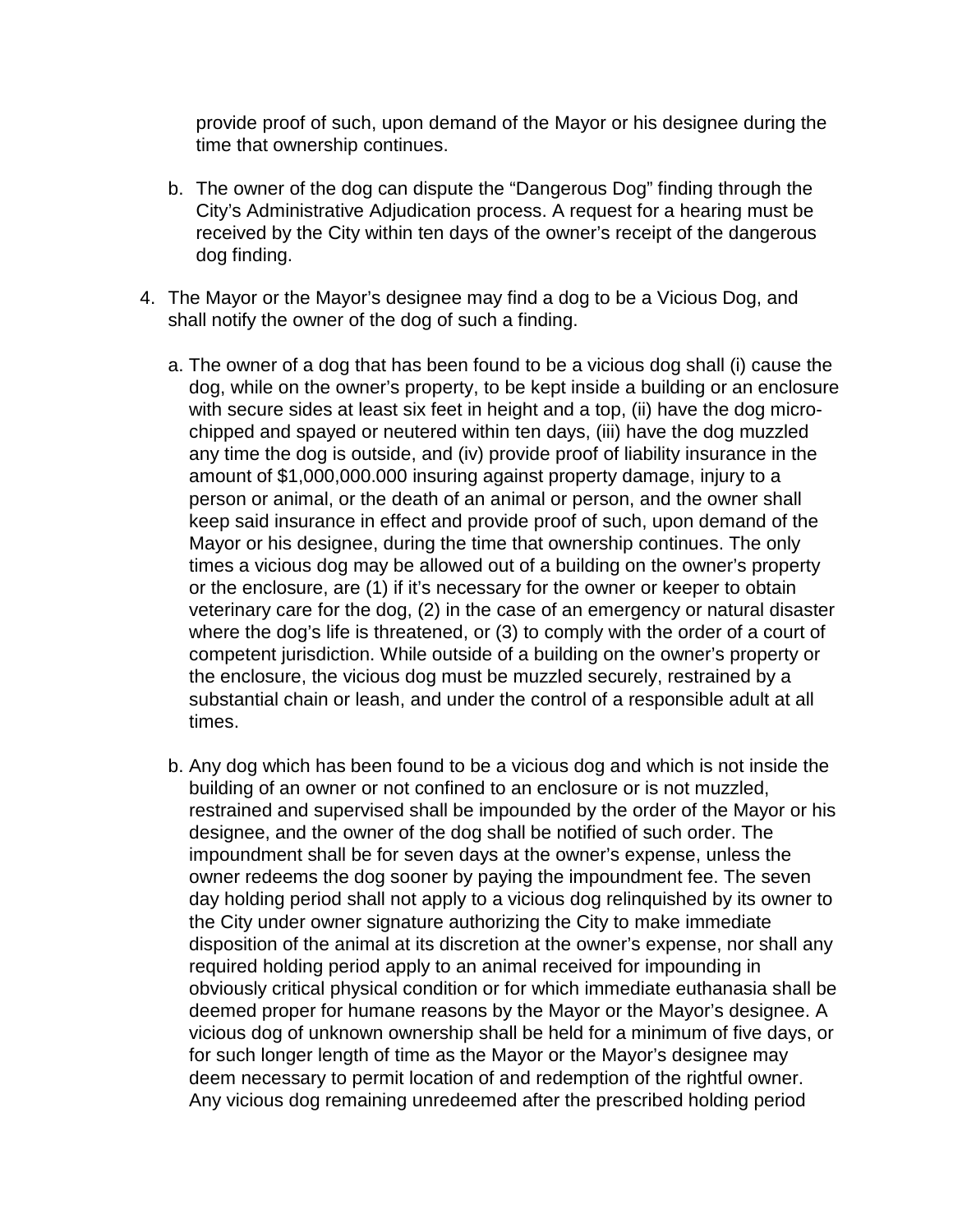provide proof of such, upon demand of the Mayor or his designee during the time that ownership continues.

b. The owner of the dog can dispute the "Dangerous Dog" finding through the City's Administrative Adjudication process. A request for a hearing must be received by the City within ten days of the owner's receipt of the dangerous dog finding.

4. The Mayor or the Mayor's designee may find a dog to be a Vicious Dog, and shall notify the owner of the dog of such a finding.

   a. The owner of a dog that has been found to be a vicious dog shall (i) cause the dog, while on the owner's property, to be kept inside a building or an enclosure with secure sides at least six feet in height and a top, (ii) have the dog micro-chipped and spayed or neutered within ten days, (iii) have the dog muzzled any time the dog is outside, and (iv) provide proof of liability insurance in the amount of $1,000,000.000 insuring against property damage, injury to a person or animal, or the death of an animal or person, and the owner shall keep said insurance in effect and provide proof of such, upon demand of the Mayor or his designee, during the time that ownership continues. The only times a vicious dog may be allowed out of a building on the owner's property or the enclosure, are (1) if it's necessary for the owner or keeper to obtain veterinary care for the dog, (2) in the case of an emergency or natural disaster where the dog's life is threatened, or (3) to comply with the order of a court of competent jurisdiction. While outside of a building on the owner's property or the enclosure, the vicious dog must be muzzled securely, restrained by a substantial chain or leash, and under the control of a responsible adult at all times.

   b. Any dog which has been found to be a vicious dog and which is not inside the building of an owner or not confined to an enclosure or is not muzzled, restrained and supervised shall be impounded by the order of the Mayor or his designee, and the owner of the dog shall be notified of such order. The impoundment shall be for seven days at the owner's expense, unless the owner redeems the dog sooner by paying the impoundment fee. The seven day holding period shall not apply to a vicious dog relinquished by its owner to the City under owner signature authorizing the City to make immediate disposition of the animal at its discretion at the owner's expense, nor shall any required holding period apply to an animal received for impounding in obviously critical physical condition or for which immediate euthanasia shall be deemed proper for humane reasons by the Mayor or the Mayor's designee. A vicious dog of unknown ownership shall be held for a minimum of five days, or for such longer length of time as the Mayor or the Mayor's designee may deem necessary to permit location of and redemption of the rightful owner. Any vicious dog remaining unredeemed after the prescribed holding period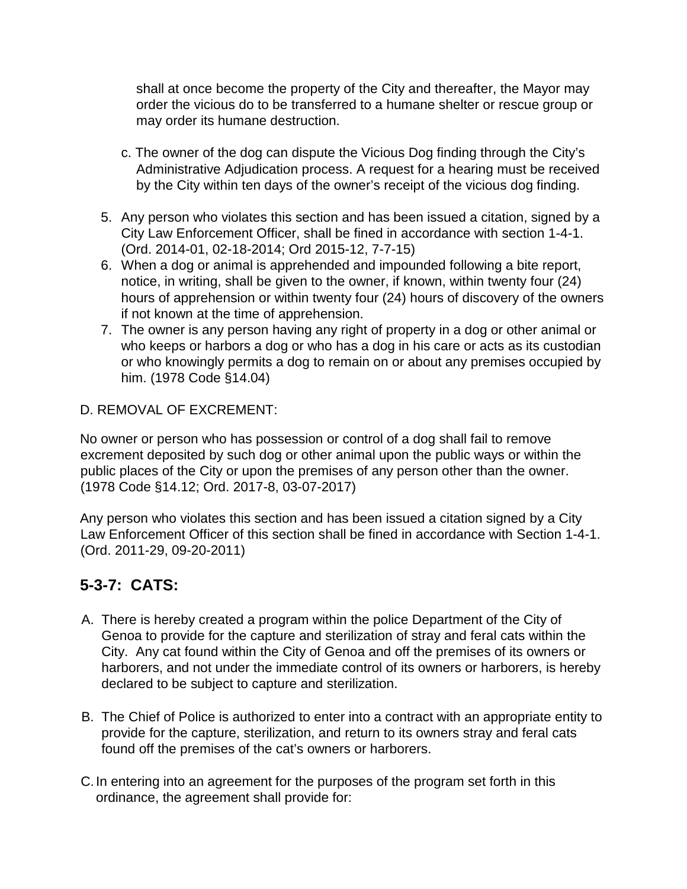shall at once become the property of the City and thereafter, the Mayor may order the vicious do to be transferred to a humane shelter or rescue group or may order its humane destruction.

c. The owner of the dog can dispute the Vicious Dog finding through the City's Administrative Adjudication process. A request for a hearing must be received by the City within ten days of the owner's receipt of the vicious dog finding.

5. Any person who violates this section and has been issued a citation, signed by a City Law Enforcement Officer, shall be fined in accordance with section 1-4-1. (Ord. 2014-01, 02-18-2014; Ord 2015-12, 7-7-15)
6. When a dog or animal is apprehended and impounded following a bite report, notice, in writing, shall be given to the owner, if known, within twenty four (24) hours of apprehension or within twenty four (24) hours of discovery of the owners if not known at the time of apprehension.
7. The owner is any person having any right of property in a dog or other animal or who keeps or harbors a dog or who has a dog in his care or acts as its custodian or who knowingly permits a dog to remain on or about any premises occupied by him. (1978 Code §14.04)

D. REMOVAL OF EXCREMENT:

No owner or person who has possession or control of a dog shall fail to remove excrement deposited by such dog or other animal upon the public ways or within the public places of the City or upon the premises of any person other than the owner. (1978 Code §14.12; Ord. 2017-8, 03-07-2017)

Any person who violates this section and has been issued a citation signed by a City Law Enforcement Officer of this section shall be fined in accordance with Section 1-4-1. (Ord. 2011-29, 09-20-2011)

## 5-3-7: CATS:

A. There is hereby created a program within the police Department of the City of Genoa to provide for the capture and sterilization of stray and feral cats within the City. Any cat found within the City of Genoa and off the premises of its owners or harborers, and not under the immediate control of its owners or harborers, is hereby declared to be subject to capture and sterilization.

B. The Chief of Police is authorized to enter into a contract with an appropriate entity to provide for the capture, sterilization, and return to its owners stray and feral cats found off the premises of the cat's owners or harborers.

C. In entering into an agreement for the purposes of the program set forth in this ordinance, the agreement shall provide for: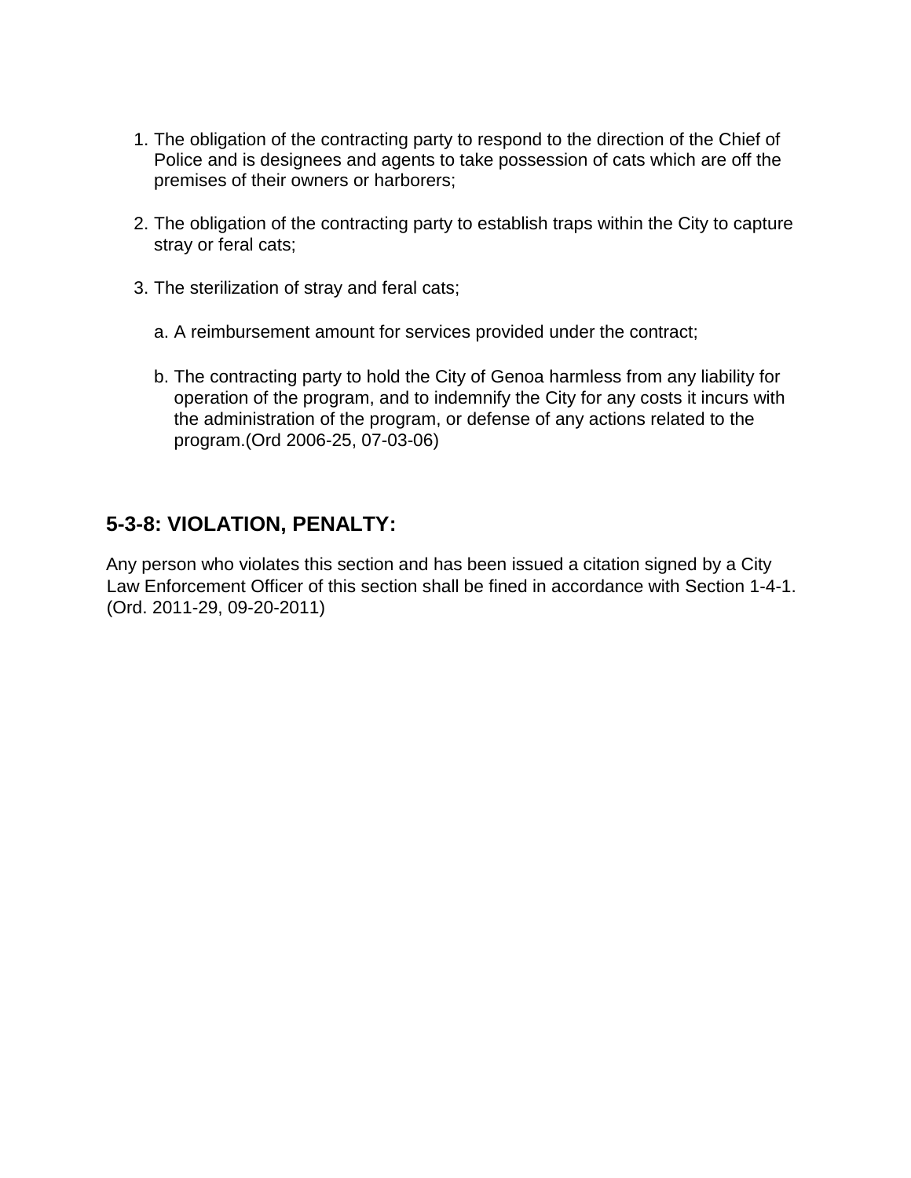1. The obligation of the contracting party to respond to the direction of the Chief of Police and is designees and agents to take possession of cats which are off the premises of their owners or harborers;

2. The obligation of the contracting party to establish traps within the City to capture stray or feral cats;

3. The sterilization of stray and feral cats;

   a. A reimbursement amount for services provided under the contract;

   b. The contracting party to hold the City of Genoa harmless from any liability for operation of the program, and to indemnify the City for any costs it incurs with the administration of the program, or defense of any actions related to the program.(Ord 2006-25, 07-03-06)

## 5-3-8: VIOLATION, PENALTY:

Any person who violates this section and has been issued a citation signed by a City Law Enforcement Officer of this section shall be fined in accordance with Section 1-4-1. (Ord. 2011-29, 09-20-2011)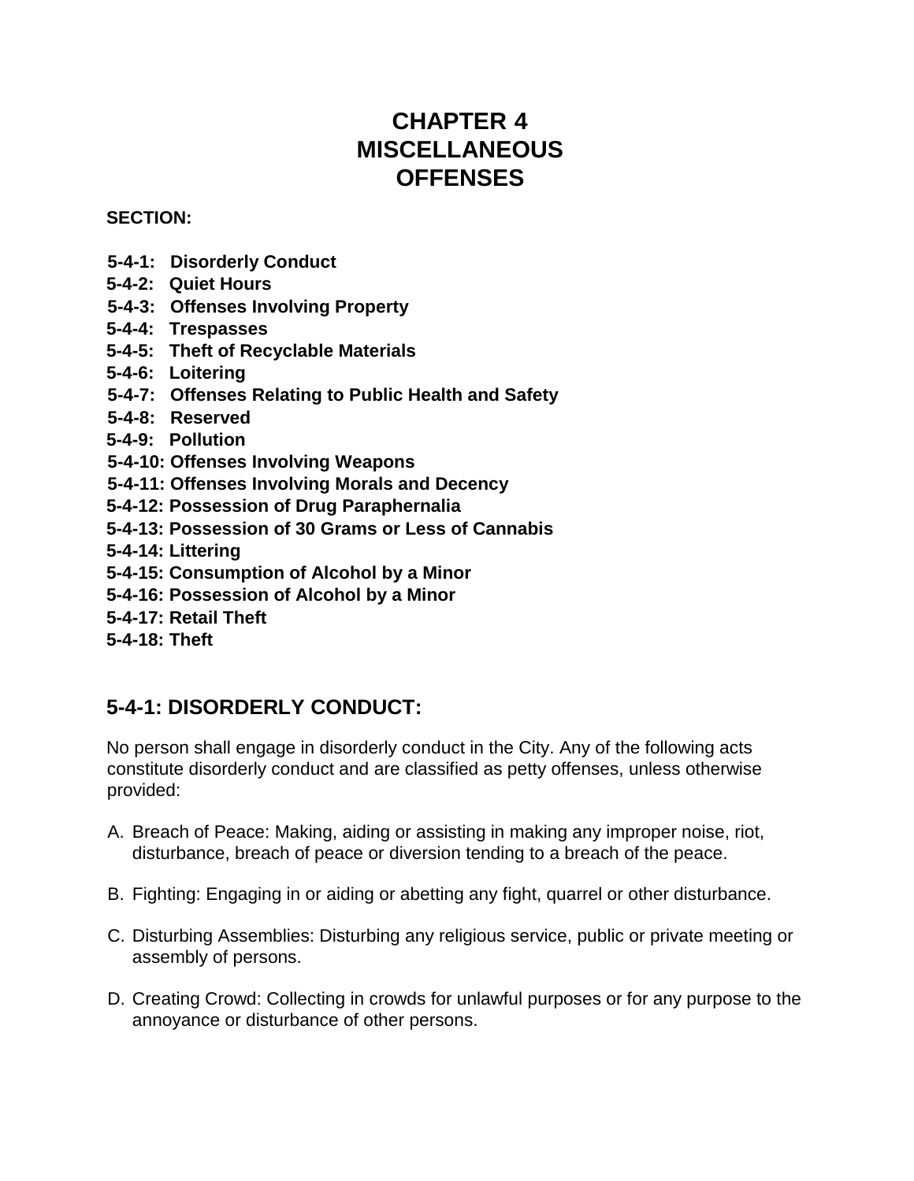# CHAPTER 4
# MISCELLANEOUS OFFENSES

**SECTION:**

**5-4-1: Disorderly Conduct**
**5-4-2: Quiet Hours**
**5-4-3: Offenses Involving Property**
**5-4-4: Trespasses**
**5-4-5: Theft of Recyclable Materials**
**5-4-6: Loitering**
**5-4-7: Offenses Relating to Public Health and Safety**
**5-4-8: Reserved**
**5-4-9: Pollution**
**5-4-10: Offenses Involving Weapons**
**5-4-11: Offenses Involving Morals and Decency**
**5-4-12: Possession of Drug Paraphernalia**
**5-4-13: Possession of 30 Grams or Less of Cannabis**
**5-4-14: Littering**
**5-4-15: Consumption of Alcohol by a Minor**
**5-4-16: Possession of Alcohol by a Minor**
**5-4-17: Retail Theft**
**5-4-18: Theft**

## 5-4-1: DISORDERLY CONDUCT:

No person shall engage in disorderly conduct in the City. Any of the following acts constitute disorderly conduct and are classified as petty offenses, unless otherwise provided:

A. Breach of Peace: Making, aiding or assisting in making any improper noise, riot, disturbance, breach of peace or diversion tending to a breach of the peace.

B. Fighting: Engaging in or aiding or abetting any fight, quarrel or other disturbance.

C. Disturbing Assemblies: Disturbing any religious service, public or private meeting or assembly of persons.

D. Creating Crowd: Collecting in crowds for unlawful purposes or for any purpose to the annoyance or disturbance of other persons.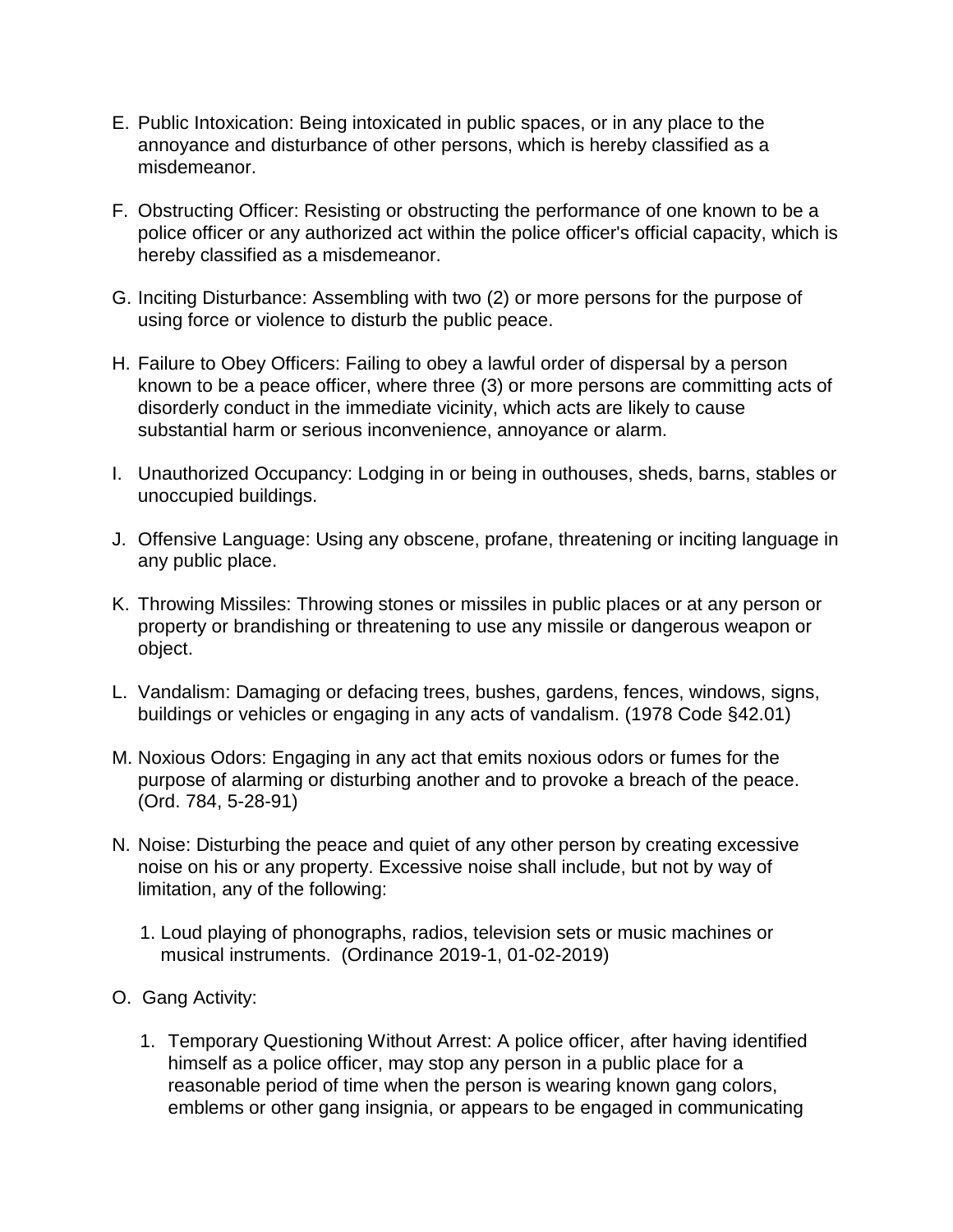E. Public Intoxication: Being intoxicated in public spaces, or in any place to the annoyance and disturbance of other persons, which is hereby classified as a misdemeanor.

F. Obstructing Officer: Resisting or obstructing the performance of one known to be a police officer or any authorized act within the police officer's official capacity, which is hereby classified as a misdemeanor.

G. Inciting Disturbance: Assembling with two (2) or more persons for the purpose of using force or violence to disturb the public peace.

H. Failure to Obey Officers: Failing to obey a lawful order of dispersal by a person known to be a peace officer, where three (3) or more persons are committing acts of disorderly conduct in the immediate vicinity, which acts are likely to cause substantial harm or serious inconvenience, annoyance or alarm.

I. Unauthorized Occupancy: Lodging in or being in outhouses, sheds, barns, stables or unoccupied buildings.

J. Offensive Language: Using any obscene, profane, threatening or inciting language in any public place.

K. Throwing Missiles: Throwing stones or missiles in public places or at any person or property or brandishing or threatening to use any missile or dangerous weapon or object.

L. Vandalism: Damaging or defacing trees, bushes, gardens, fences, windows, signs, buildings or vehicles or engaging in any acts of vandalism. (1978 Code §42.01)

M. Noxious Odors: Engaging in any act that emits noxious odors or fumes for the purpose of alarming or disturbing another and to provoke a breach of the peace. (Ord. 784, 5-28-91)

N. Noise: Disturbing the peace and quiet of any other person by creating excessive noise on his or any property. Excessive noise shall include, but not by way of limitation, any of the following:

   1. Loud playing of phonographs, radios, television sets or music machines or musical instruments. (Ordinance 2019-1, 01-02-2019)

O. Gang Activity:

   1. Temporary Questioning Without Arrest: A police officer, after having identified himself as a police officer, may stop any person in a public place for a reasonable period of time when the person is wearing known gang colors, emblems or other gang insignia, or appears to be engaged in communicating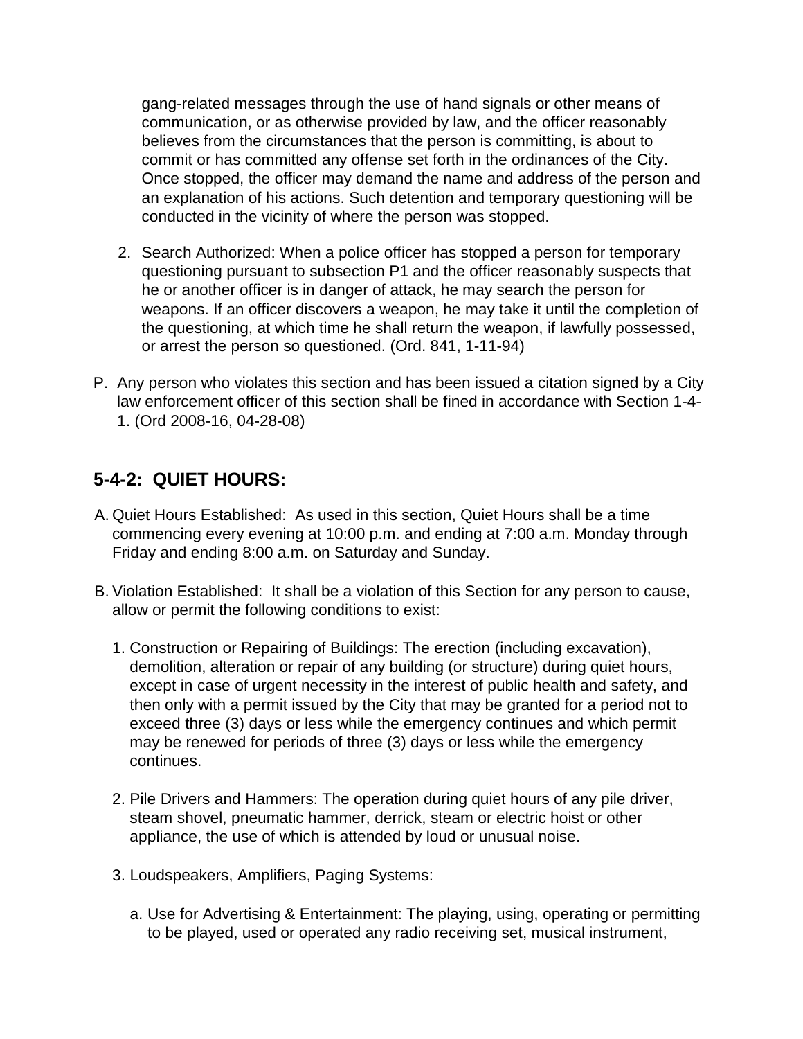gang-related messages through the use of hand signals or other means of communication, or as otherwise provided by law, and the officer reasonably believes from the circumstances that the person is committing, is about to commit or has committed any offense set forth in the ordinances of the City. Once stopped, the officer may demand the name and address of the person and an explanation of his actions. Such detention and temporary questioning will be conducted in the vicinity of where the person was stopped.

2. Search Authorized: When a police officer has stopped a person for temporary questioning pursuant to subsection P1 and the officer reasonably suspects that he or another officer is in danger of attack, he may search the person for weapons. If an officer discovers a weapon, he may take it until the completion of the questioning, at which time he shall return the weapon, if lawfully possessed, or arrest the person so questioned. (Ord. 841, 1-11-94)

P. Any person who violates this section and has been issued a citation signed by a City law enforcement officer of this section shall be fined in accordance with Section 1-4-1. (Ord 2008-16, 04-28-08)

## 5-4-2: QUIET HOURS:

A. Quiet Hours Established: As used in this section, Quiet Hours shall be a time commencing every evening at 10:00 p.m. and ending at 7:00 a.m. Monday through Friday and ending 8:00 a.m. on Saturday and Sunday.

B. Violation Established: It shall be a violation of this Section for any person to cause, allow or permit the following conditions to exist:

1. Construction or Repairing of Buildings: The erection (including excavation), demolition, alteration or repair of any building (or structure) during quiet hours, except in case of urgent necessity in the interest of public health and safety, and then only with a permit issued by the City that may be granted for a period not to exceed three (3) days or less while the emergency continues and which permit may be renewed for periods of three (3) days or less while the emergency continues.

2. Pile Drivers and Hammers: The operation during quiet hours of any pile driver, steam shovel, pneumatic hammer, derrick, steam or electric hoist or other appliance, the use of which is attended by loud or unusual noise.

3. Loudspeakers, Amplifiers, Paging Systems:

   a. Use for Advertising & Entertainment: The playing, using, operating or permitting to be played, used or operated any radio receiving set, musical instrument,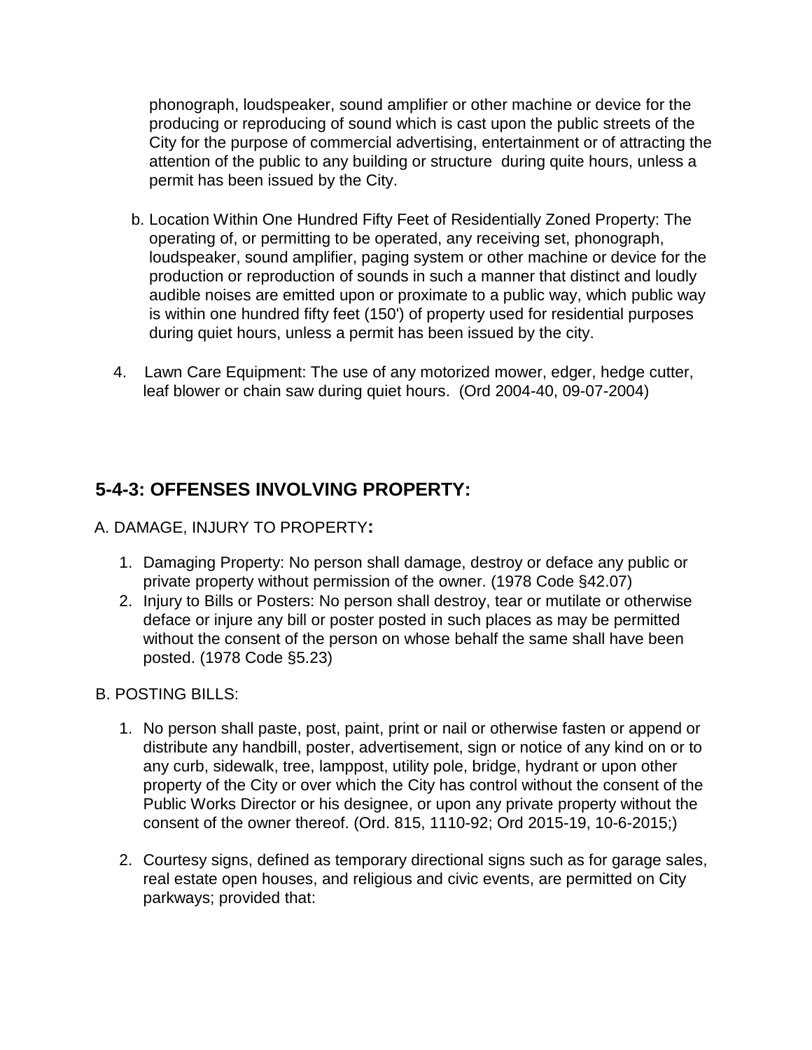phonograph, loudspeaker, sound amplifier or other machine or device for the producing or reproducing of sound which is cast upon the public streets of the City for the purpose of commercial advertising, entertainment or of attracting the attention of the public to any building or structure during quite hours, unless a permit has been issued by the City.

b. Location Within One Hundred Fifty Feet of Residentially Zoned Property: The operating of, or permitting to be operated, any receiving set, phonograph, loudspeaker, sound amplifier, paging system or other machine or device for the production or reproduction of sounds in such a manner that distinct and loudly audible noises are emitted upon or proximate to a public way, which public way is within one hundred fifty feet (150') of property used for residential purposes during quiet hours, unless a permit has been issued by the city.

4. Lawn Care Equipment: The use of any motorized mower, edger, hedge cutter, leaf blower or chain saw during quiet hours. (Ord 2004-40, 09-07-2004)

## 5-4-3: OFFENSES INVOLVING PROPERTY:

A. DAMAGE, INJURY TO PROPERTY**:**

1. Damaging Property: No person shall damage, destroy or deface any public or private property without permission of the owner. (1978 Code §42.07)
2. Injury to Bills or Posters: No person shall destroy, tear or mutilate or otherwise deface or injure any bill or poster posted in such places as may be permitted without the consent of the person on whose behalf the same shall have been posted. (1978 Code §5.23)

B. POSTING BILLS:

1. No person shall paste, post, paint, print or nail or otherwise fasten or append or distribute any handbill, poster, advertisement, sign or notice of any kind on or to any curb, sidewalk, tree, lamppost, utility pole, bridge, hydrant or upon other property of the City or over which the City has control without the consent of the Public Works Director or his designee, or upon any private property without the consent of the owner thereof. (Ord. 815, 1110-92; Ord 2015-19, 10-6-2015;)

2. Courtesy signs, defined as temporary directional signs such as for garage sales, real estate open houses, and religious and civic events, are permitted on City parkways; provided that: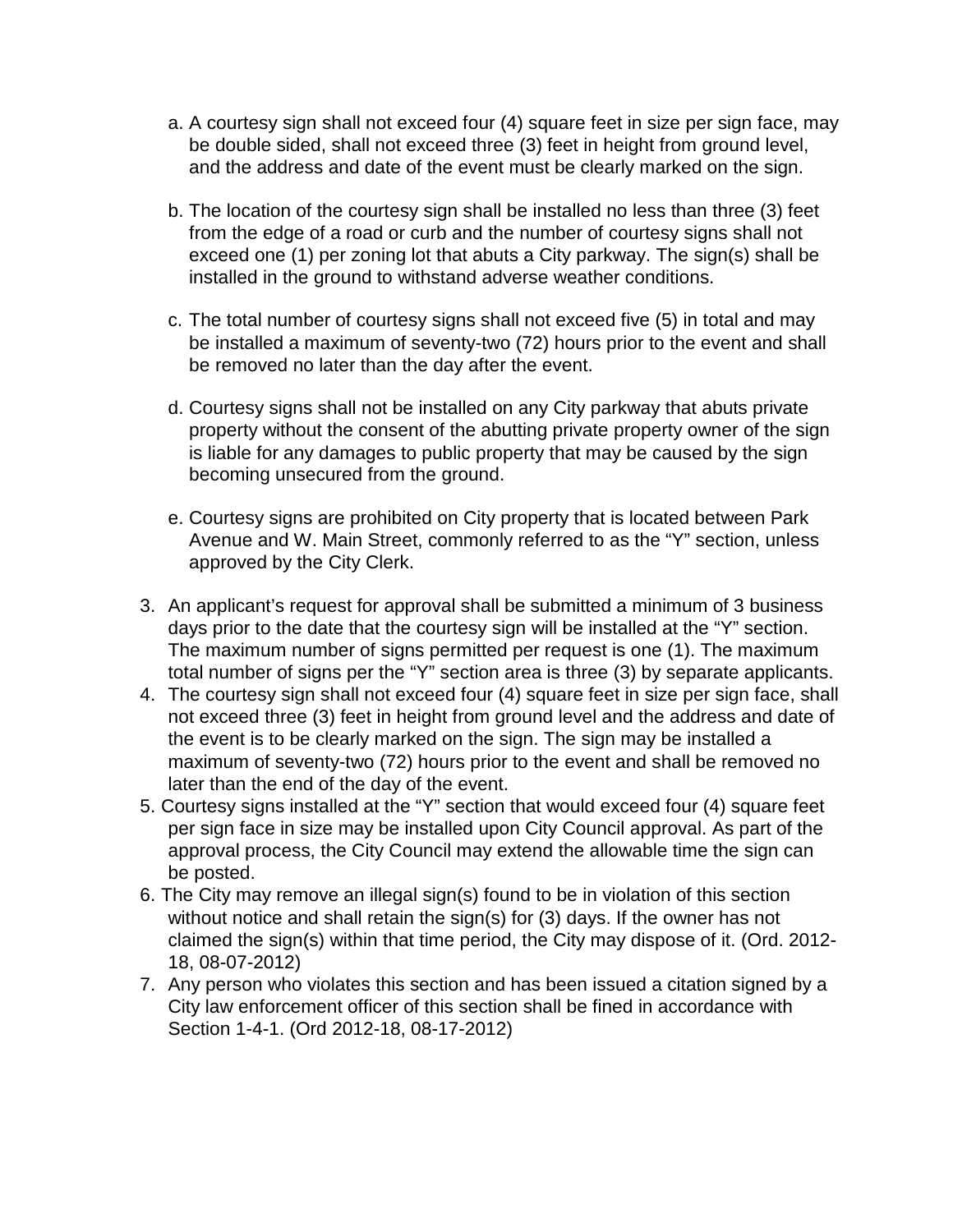a. A courtesy sign shall not exceed four (4) square feet in size per sign face, may be double sided, shall not exceed three (3) feet in height from ground level, and the address and date of the event must be clearly marked on the sign.

b. The location of the courtesy sign shall be installed no less than three (3) feet from the edge of a road or curb and the number of courtesy signs shall not exceed one (1) per zoning lot that abuts a City parkway. The sign(s) shall be installed in the ground to withstand adverse weather conditions.

c. The total number of courtesy signs shall not exceed five (5) in total and may be installed a maximum of seventy-two (72) hours prior to the event and shall be removed no later than the day after the event.

d. Courtesy signs shall not be installed on any City parkway that abuts private property without the consent of the abutting private property owner of the sign is liable for any damages to public property that may be caused by the sign becoming unsecured from the ground.

e. Courtesy signs are prohibited on City property that is located between Park Avenue and W. Main Street, commonly referred to as the "Y" section, unless approved by the City Clerk.

3. An applicant's request for approval shall be submitted a minimum of 3 business days prior to the date that the courtesy sign will be installed at the "Y" section. The maximum number of signs permitted per request is one (1). The maximum total number of signs per the "Y" section area is three (3) by separate applicants.
4. The courtesy sign shall not exceed four (4) square feet in size per sign face, shall not exceed three (3) feet in height from ground level and the address and date of the event is to be clearly marked on the sign. The sign may be installed a maximum of seventy-two (72) hours prior to the event and shall be removed no later than the end of the day of the event.
5. Courtesy signs installed at the "Y" section that would exceed four (4) square feet per sign face in size may be installed upon City Council approval. As part of the approval process, the City Council may extend the allowable time the sign can be posted.
6. The City may remove an illegal sign(s) found to be in violation of this section without notice and shall retain the sign(s) for (3) days. If the owner has not claimed the sign(s) within that time period, the City may dispose of it. (Ord. 2012-18, 08-07-2012)
7. Any person who violates this section and has been issued a citation signed by a City law enforcement officer of this section shall be fined in accordance with Section 1-4-1. (Ord 2012-18, 08-17-2012)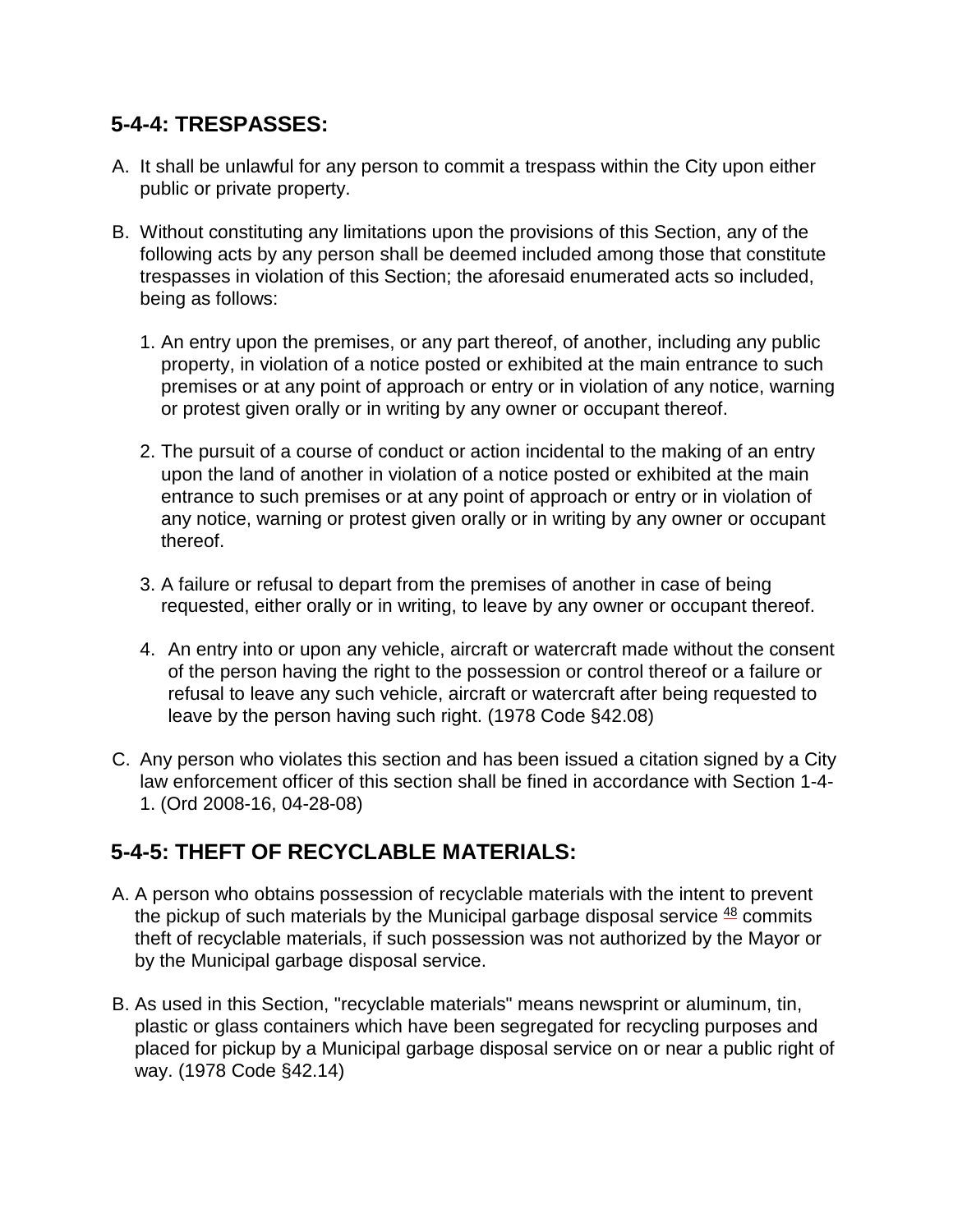## 5-4-4: TRESPASSES:

A. It shall be unlawful for any person to commit a trespass within the City upon either public or private property.

B. Without constituting any limitations upon the provisions of this Section, any of the following acts by any person shall be deemed included among those that constitute trespasses in violation of this Section; the aforesaid enumerated acts so included, being as follows:

   1. An entry upon the premises, or any part thereof, of another, including any public property, in violation of a notice posted or exhibited at the main entrance to such premises or at any point of approach or entry or in violation of any notice, warning or protest given orally or in writing by any owner or occupant thereof.

   2. The pursuit of a course of conduct or action incidental to the making of an entry upon the land of another in violation of a notice posted or exhibited at the main entrance to such premises or at any point of approach or entry or in violation of any notice, warning or protest given orally or in writing by any owner or occupant thereof.

   3. A failure or refusal to depart from the premises of another in case of being requested, either orally or in writing, to leave by any owner or occupant thereof.

   4. An entry into or upon any vehicle, aircraft or watercraft made without the consent of the person having the right to the possession or control thereof or a failure or refusal to leave any such vehicle, aircraft or watercraft after being requested to leave by the person having such right. (1978 Code §42.08)

C. Any person who violates this section and has been issued a citation signed by a City law enforcement officer of this section shall be fined in accordance with Section 1-4-1. (Ord 2008-16, 04-28-08)

## 5-4-5: THEFT OF RECYCLABLE MATERIALS:

A. A person who obtains possession of recyclable materials with the intent to prevent the pickup of such materials by the Municipal garbage disposal service [48] commits theft of recyclable materials, if such possession was not authorized by the Mayor or by the Municipal garbage disposal service.

B. As used in this Section, "recyclable materials" means newsprint or aluminum, tin, plastic or glass containers which have been segregated for recycling purposes and placed for pickup by a Municipal garbage disposal service on or near a public right of way. (1978 Code §42.14)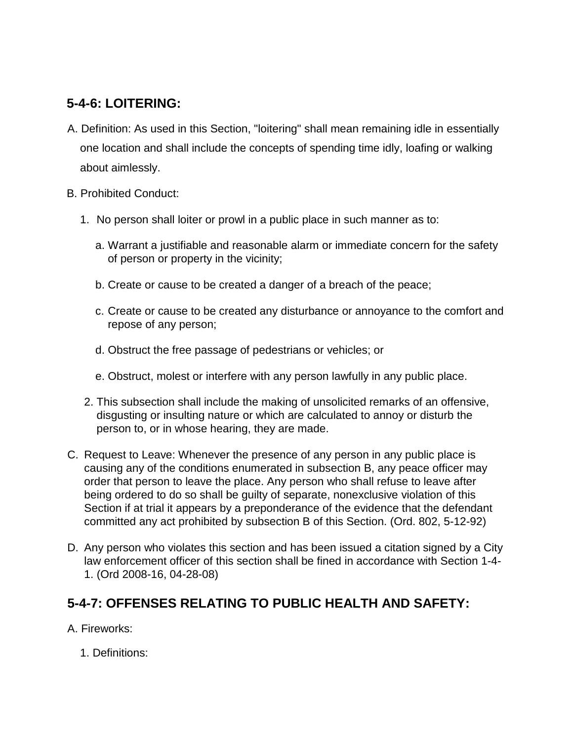## 5-4-6: LOITERING:

A. Definition: As used in this Section, "loitering" shall mean remaining idle in essentially one location and shall include the concepts of spending time idly, loafing or walking about aimlessly.

B. Prohibited Conduct:

1. No person shall loiter or prowl in a public place in such manner as to:

   a. Warrant a justifiable and reasonable alarm or immediate concern for the safety of person or property in the vicinity;

   b. Create or cause to be created a danger of a breach of the peace;

   c. Create or cause to be created any disturbance or annoyance to the comfort and repose of any person;

   d. Obstruct the free passage of pedestrians or vehicles; or

   e. Obstruct, molest or interfere with any person lawfully in any public place.

2. This subsection shall include the making of unsolicited remarks of an offensive, disgusting or insulting nature or which are calculated to annoy or disturb the person to, or in whose hearing, they are made.

C. Request to Leave: Whenever the presence of any person in any public place is causing any of the conditions enumerated in subsection B, any peace officer may order that person to leave the place. Any person who shall refuse to leave after being ordered to do so shall be guilty of separate, nonexclusive violation of this Section if at trial it appears by a preponderance of the evidence that the defendant committed any act prohibited by subsection B of this Section. (Ord. 802, 5-12-92)

D. Any person who violates this section and has been issued a citation signed by a City law enforcement officer of this section shall be fined in accordance with Section 1-4-1. (Ord 2008-16, 04-28-08)

## 5-4-7: OFFENSES RELATING TO PUBLIC HEALTH AND SAFETY:

A. Fireworks:

1. Definitions: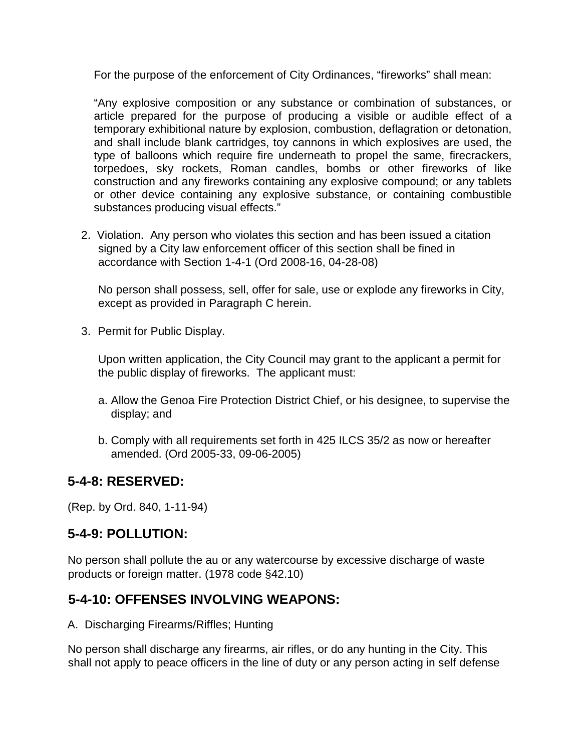For the purpose of the enforcement of City Ordinances, "fireworks" shall mean:

"Any explosive composition or any substance or combination of substances, or article prepared for the purpose of producing a visible or audible effect of a temporary exhibitional nature by explosion, combustion, deflagration or detonation, and shall include blank cartridges, toy cannons in which explosives are used, the type of balloons which require fire underneath to propel the same, firecrackers, torpedoes, sky rockets, Roman candles, bombs or other fireworks of like construction and any fireworks containing any explosive compound; or any tablets or other device containing any explosive substance, or containing combustible substances producing visual effects."

2. Violation. Any person who violates this section and has been issued a citation signed by a City law enforcement officer of this section shall be fined in accordance with Section 1-4-1 (Ord 2008-16, 04-28-08)

   No person shall possess, sell, offer for sale, use or explode any fireworks in City, except as provided in Paragraph C herein.

3. Permit for Public Display.

   Upon written application, the City Council may grant to the applicant a permit for the public display of fireworks. The applicant must:

   a. Allow the Genoa Fire Protection District Chief, or his designee, to supervise the display; and

   b. Comply with all requirements set forth in 425 ILCS 35/2 as now or hereafter amended. (Ord 2005-33, 09-06-2005)

## 5-4-8: RESERVED:

(Rep. by Ord. 840, 1-11-94)

## 5-4-9: POLLUTION:

No person shall pollute the au or any watercourse by excessive discharge of waste products or foreign matter. (1978 code §42.10)

## 5-4-10: OFFENSES INVOLVING WEAPONS:

A. Discharging Firearms/Riffles; Hunting

No person shall discharge any firearms, air rifles, or do any hunting in the City. This shall not apply to peace officers in the line of duty or any person acting in self defense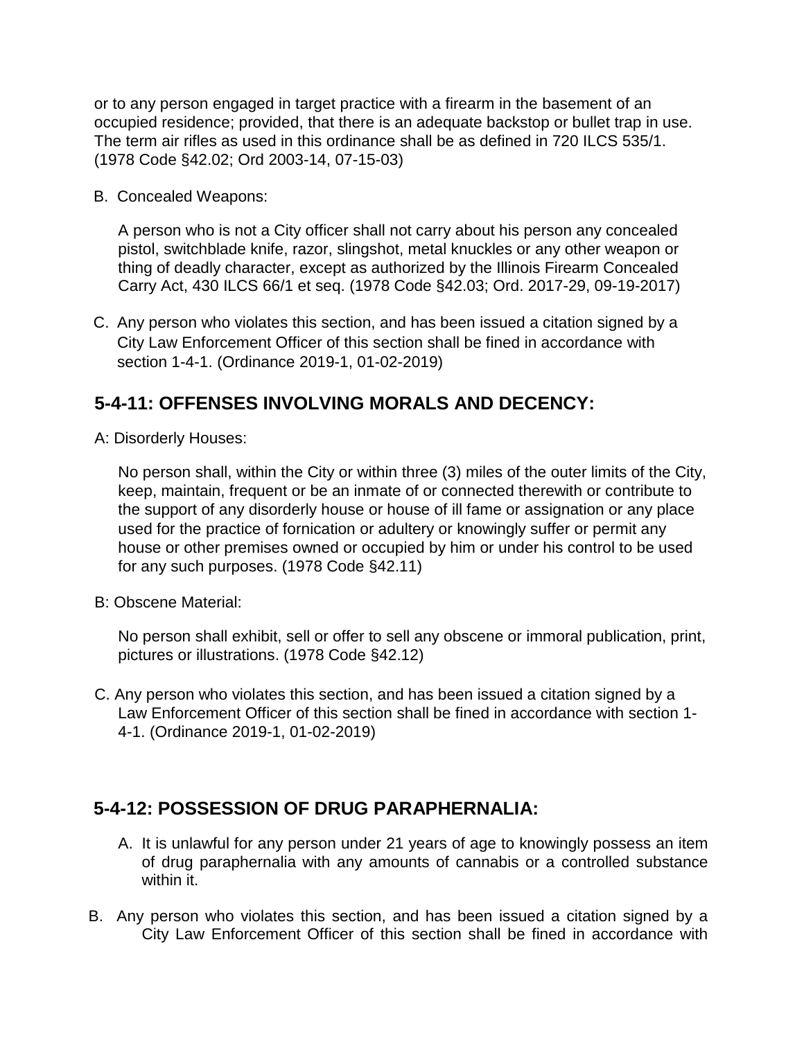or to any person engaged in target practice with a firearm in the basement of an occupied residence; provided, that there is an adequate backstop or bullet trap in use. The term air rifles as used in this ordinance shall be as defined in 720 ILCS 535/1. (1978 Code §42.02; Ord 2003-14, 07-15-03)

B. Concealed Weapons:

A person who is not a City officer shall not carry about his person any concealed pistol, switchblade knife, razor, slingshot, metal knuckles or any other weapon or thing of deadly character, except as authorized by the Illinois Firearm Concealed Carry Act, 430 ILCS 66/1 et seq. (1978 Code §42.03; Ord. 2017-29, 09-19-2017)

C. Any person who violates this section, and has been issued a citation signed by a City Law Enforcement Officer of this section shall be fined in accordance with section 1-4-1. (Ordinance 2019-1, 01-02-2019)

## 5-4-11: OFFENSES INVOLVING MORALS AND DECENCY:

A: Disorderly Houses:

No person shall, within the City or within three (3) miles of the outer limits of the City, keep, maintain, frequent or be an inmate of or connected therewith or contribute to the support of any disorderly house or house of ill fame or assignation or any place used for the practice of fornication or adultery or knowingly suffer or permit any house or other premises owned or occupied by him or under his control to be used for any such purposes. (1978 Code §42.11)

B: Obscene Material:

No person shall exhibit, sell or offer to sell any obscene or immoral publication, print, pictures or illustrations. (1978 Code §42.12)

C. Any person who violates this section, and has been issued a citation signed by a Law Enforcement Officer of this section shall be fined in accordance with section 1-4-1. (Ordinance 2019-1, 01-02-2019)

## 5-4-12: POSSESSION OF DRUG PARAPHERNALIA:

A. It is unlawful for any person under 21 years of age to knowingly possess an item of drug paraphernalia with any amounts of cannabis or a controlled substance within it.

B. Any person who violates this section, and has been issued a citation signed by a City Law Enforcement Officer of this section shall be fined in accordance with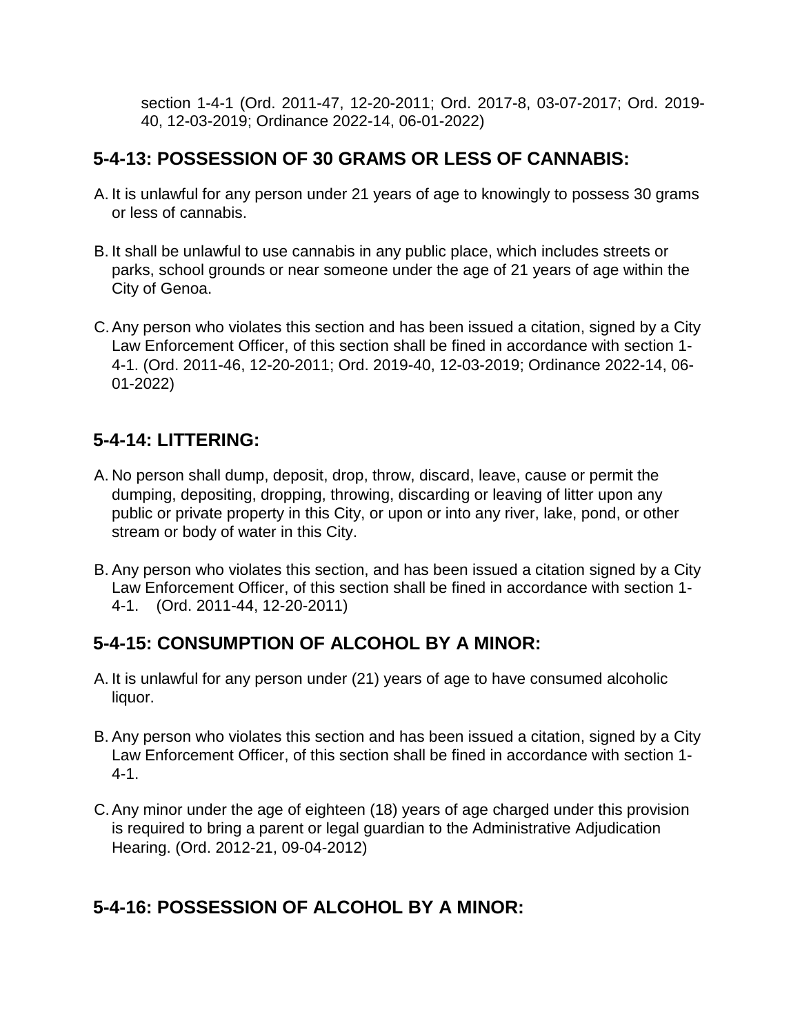section 1-4-1 (Ord. 2011-47, 12-20-2011; Ord. 2017-8, 03-07-2017; Ord. 2019-40, 12-03-2019; Ordinance 2022-14, 06-01-2022)

## 5-4-13: POSSESSION OF 30 GRAMS OR LESS OF CANNABIS:

A. It is unlawful for any person under 21 years of age to knowingly to possess 30 grams or less of cannabis.

B. It shall be unlawful to use cannabis in any public place, which includes streets or parks, school grounds or near someone under the age of 21 years of age within the City of Genoa.

C. Any person who violates this section and has been issued a citation, signed by a City Law Enforcement Officer, of this section shall be fined in accordance with section 1-4-1. (Ord. 2011-46, 12-20-2011; Ord. 2019-40, 12-03-2019; Ordinance 2022-14, 06-01-2022)

## 5-4-14: LITTERING:

A. No person shall dump, deposit, drop, throw, discard, leave, cause or permit the dumping, depositing, dropping, throwing, discarding or leaving of litter upon any public or private property in this City, or upon or into any river, lake, pond, or other stream or body of water in this City.

B. Any person who violates this section, and has been issued a citation signed by a City Law Enforcement Officer, of this section shall be fined in accordance with section 1-4-1. (Ord. 2011-44, 12-20-2011)

## 5-4-15: CONSUMPTION OF ALCOHOL BY A MINOR:

A. It is unlawful for any person under (21) years of age to have consumed alcoholic liquor.

B. Any person who violates this section and has been issued a citation, signed by a City Law Enforcement Officer, of this section shall be fined in accordance with section 1-4-1.

C. Any minor under the age of eighteen (18) years of age charged under this provision is required to bring a parent or legal guardian to the Administrative Adjudication Hearing. (Ord. 2012-21, 09-04-2012)

## 5-4-16: POSSESSION OF ALCOHOL BY A MINOR: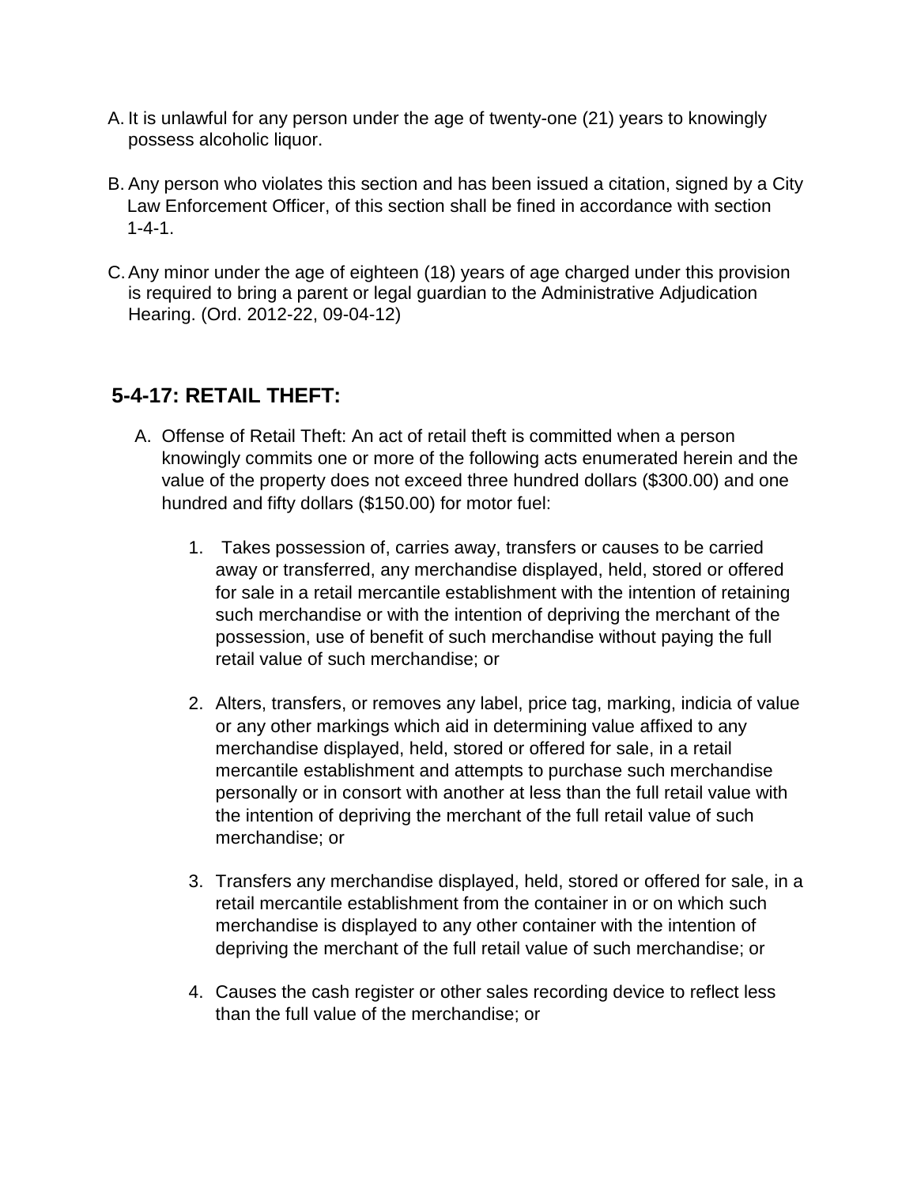A. It is unlawful for any person under the age of twenty-one (21) years to knowingly possess alcoholic liquor.

B. Any person who violates this section and has been issued a citation, signed by a City Law Enforcement Officer, of this section shall be fined in accordance with section 1-4-1.

C. Any minor under the age of eighteen (18) years of age charged under this provision is required to bring a parent or legal guardian to the Administrative Adjudication Hearing. (Ord. 2012-22, 09-04-12)

## 5-4-17: RETAIL THEFT:

A. Offense of Retail Theft: An act of retail theft is committed when a person knowingly commits one or more of the following acts enumerated herein and the value of the property does not exceed three hundred dollars ($300.00) and one hundred and fifty dollars ($150.00) for motor fuel:

   1. Takes possession of, carries away, transfers or causes to be carried away or transferred, any merchandise displayed, held, stored or offered for sale in a retail mercantile establishment with the intention of retaining such merchandise or with the intention of depriving the merchant of the possession, use of benefit of such merchandise without paying the full retail value of such merchandise; or

   2. Alters, transfers, or removes any label, price tag, marking, indicia of value or any other markings which aid in determining value affixed to any merchandise displayed, held, stored or offered for sale, in a retail mercantile establishment and attempts to purchase such merchandise personally or in consort with another at less than the full retail value with the intention of depriving the merchant of the full retail value of such merchandise; or

   3. Transfers any merchandise displayed, held, stored or offered for sale, in a retail mercantile establishment from the container in or on which such merchandise is displayed to any other container with the intention of depriving the merchant of the full retail value of such merchandise; or

   4. Causes the cash register or other sales recording device to reflect less than the full value of the merchandise; or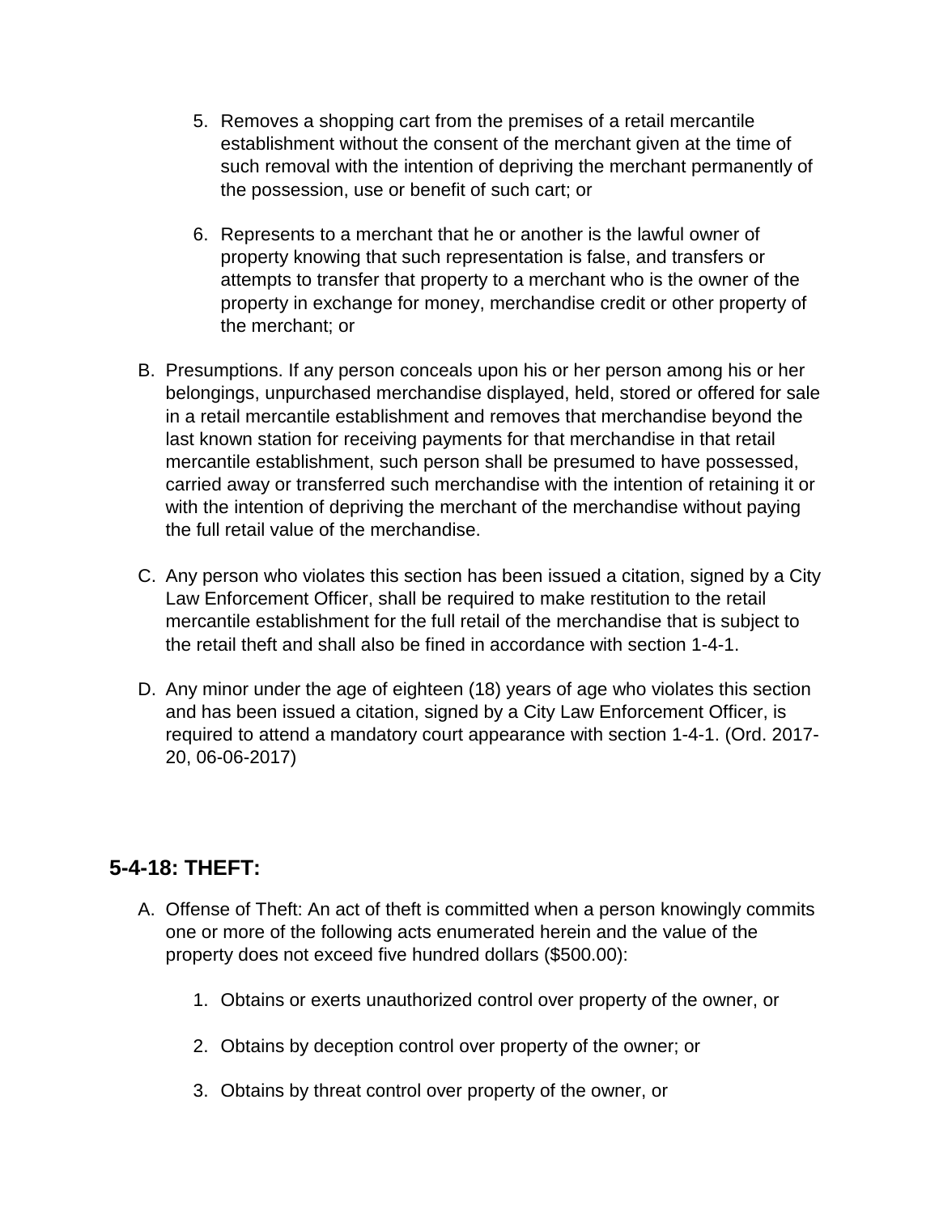5. Removes a shopping cart from the premises of a retail mercantile establishment without the consent of the merchant given at the time of such removal with the intention of depriving the merchant permanently of the possession, use or benefit of such cart; or

6. Represents to a merchant that he or another is the lawful owner of property knowing that such representation is false, and transfers or attempts to transfer that property to a merchant who is the owner of the property in exchange for money, merchandise credit or other property of the merchant; or

B. Presumptions. If any person conceals upon his or her person among his or her belongings, unpurchased merchandise displayed, held, stored or offered for sale in a retail mercantile establishment and removes that merchandise beyond the last known station for receiving payments for that merchandise in that retail mercantile establishment, such person shall be presumed to have possessed, carried away or transferred such merchandise with the intention of retaining it or with the intention of depriving the merchant of the merchandise without paying the full retail value of the merchandise.

C. Any person who violates this section has been issued a citation, signed by a City Law Enforcement Officer, shall be required to make restitution to the retail mercantile establishment for the full retail of the merchandise that is subject to the retail theft and shall also be fined in accordance with section 1-4-1.

D. Any minor under the age of eighteen (18) years of age who violates this section and has been issued a citation, signed by a City Law Enforcement Officer, is required to attend a mandatory court appearance with section 1-4-1. (Ord. 2017-20, 06-06-2017)

## 5-4-18: THEFT:

A. Offense of Theft: An act of theft is committed when a person knowingly commits one or more of the following acts enumerated herein and the value of the property does not exceed five hundred dollars ($500.00):

   1. Obtains or exerts unauthorized control over property of the owner, or

   2. Obtains by deception control over property of the owner; or

   3. Obtains by threat control over property of the owner, or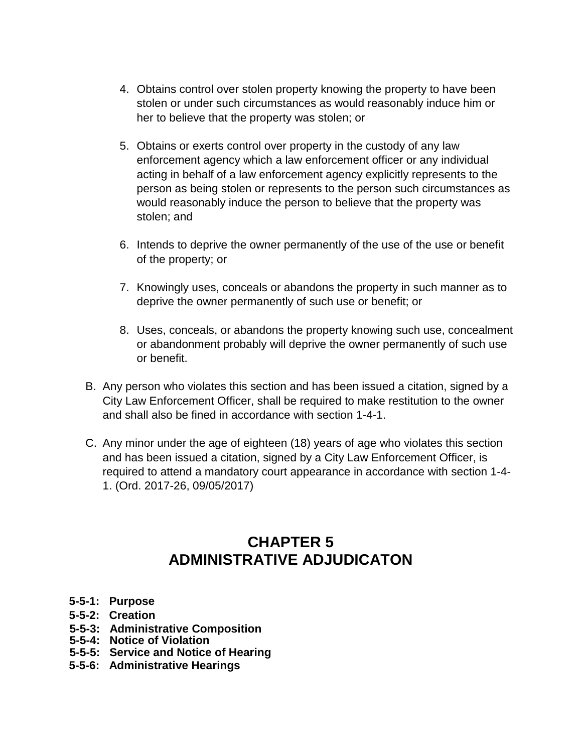4. Obtains control over stolen property knowing the property to have been stolen or under such circumstances as would reasonably induce him or her to believe that the property was stolen; or

5. Obtains or exerts control over property in the custody of any law enforcement agency which a law enforcement officer or any individual acting in behalf of a law enforcement agency explicitly represents to the person as being stolen or represents to the person such circumstances as would reasonably induce the person to believe that the property was stolen; and

6. Intends to deprive the owner permanently of the use of the use or benefit of the property; or

7. Knowingly uses, conceals or abandons the property in such manner as to deprive the owner permanently of such use or benefit; or

8. Uses, conceals, or abandons the property knowing such use, concealment or abandonment probably will deprive the owner permanently of such use or benefit.

B. Any person who violates this section and has been issued a citation, signed by a City Law Enforcement Officer, shall be required to make restitution to the owner and shall also be fined in accordance with section 1-4-1.

C. Any minor under the age of eighteen (18) years of age who violates this section and has been issued a citation, signed by a City Law Enforcement Officer, is required to attend a mandatory court appearance in accordance with section 1-4-1. (Ord. 2017-26, 09/05/2017)

# CHAPTER 5
# ADMINISTRATIVE ADJUDICATON

**5-5-1: Purpose**
**5-5-2: Creation**
**5-5-3: Administrative Composition**
**5-5-4: Notice of Violation**
**5-5-5: Service and Notice of Hearing**
**5-5-6: Administrative Hearings**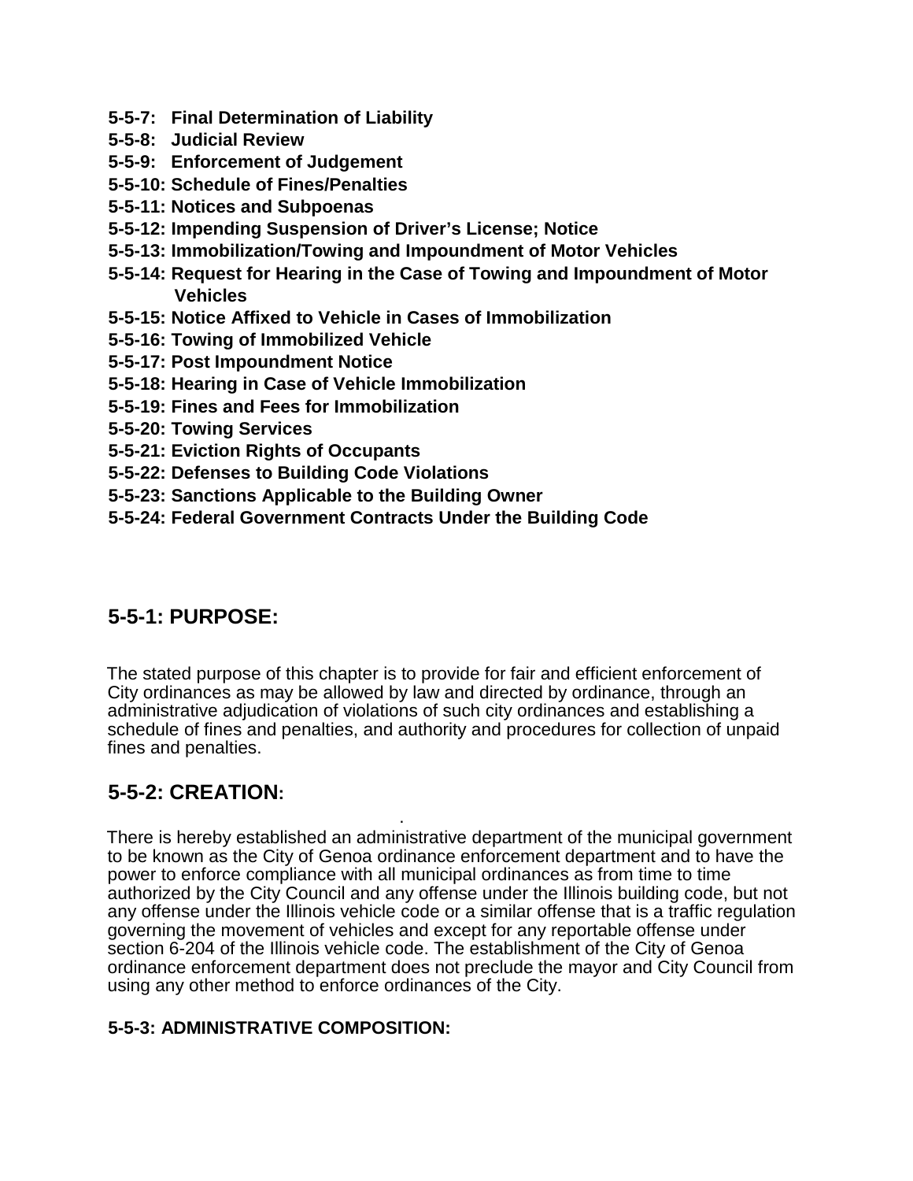**5-5-7: Final Determination of Liability**
**5-5-8: Judicial Review**
**5-5-9: Enforcement of Judgement**
**5-5-10: Schedule of Fines/Penalties**
**5-5-11: Notices and Subpoenas**
**5-5-12: Impending Suspension of Driver's License; Notice**
**5-5-13: Immobilization/Towing and Impoundment of Motor Vehicles**
**5-5-14: Request for Hearing in the Case of Towing and Impoundment of Motor Vehicles**
**5-5-15: Notice Affixed to Vehicle in Cases of Immobilization**
**5-5-16: Towing of Immobilized Vehicle**
**5-5-17: Post Impoundment Notice**
**5-5-18: Hearing in Case of Vehicle Immobilization**
**5-5-19: Fines and Fees for Immobilization**
**5-5-20: Towing Services**
**5-5-21: Eviction Rights of Occupants**
**5-5-22: Defenses to Building Code Violations**
**5-5-23: Sanctions Applicable to the Building Owner**
**5-5-24: Federal Government Contracts Under the Building Code**

## 5-5-1: PURPOSE:

The stated purpose of this chapter is to provide for fair and efficient enforcement of City ordinances as may be allowed by law and directed by ordinance, through an administrative adjudication of violations of such city ordinances and establishing a schedule of fines and penalties, and authority and procedures for collection of unpaid fines and penalties.

## 5-5-2: CREATION:

There is hereby established an administrative department of the municipal government to be known as the City of Genoa ordinance enforcement department and to have the power to enforce compliance with all municipal ordinances as from time to time authorized by the City Council and any offense under the Illinois building code, but not any offense under the Illinois vehicle code or a similar offense that is a traffic regulation governing the movement of vehicles and except for any reportable offense under section 6-204 of the Illinois vehicle code. The establishment of the City of Genoa ordinance enforcement department does not preclude the mayor and City Council from using any other method to enforce ordinances of the City.

### 5-5-3: ADMINISTRATIVE COMPOSITION: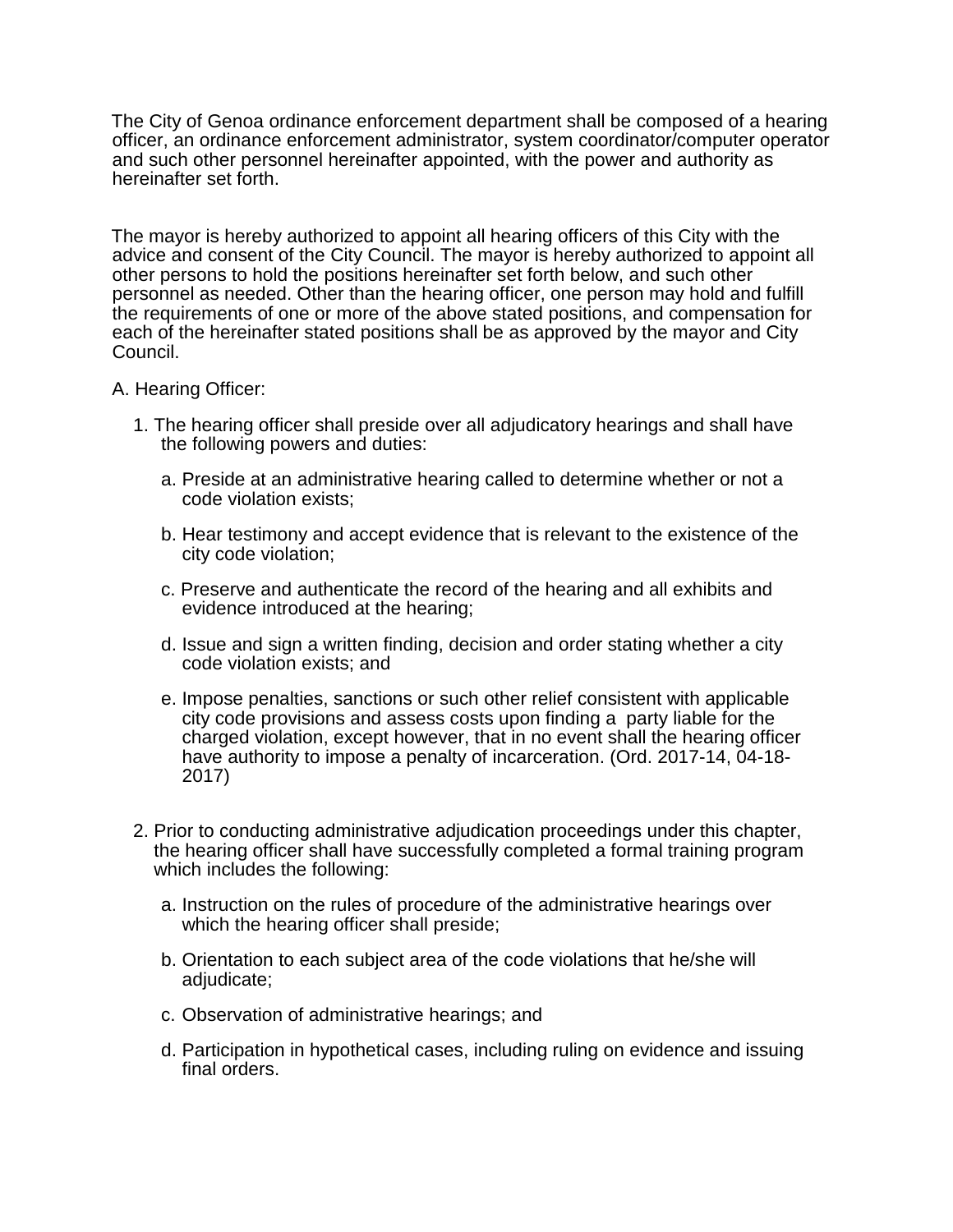The City of Genoa ordinance enforcement department shall be composed of a hearing officer, an ordinance enforcement administrator, system coordinator/computer operator and such other personnel hereinafter appointed, with the power and authority as hereinafter set forth.

The mayor is hereby authorized to appoint all hearing officers of this City with the advice and consent of the City Council. The mayor is hereby authorized to appoint all other persons to hold the positions hereinafter set forth below, and such other personnel as needed. Other than the hearing officer, one person may hold and fulfill the requirements of one or more of the above stated positions, and compensation for each of the hereinafter stated positions shall be as approved by the mayor and City Council.

A. Hearing Officer:

1. The hearing officer shall preside over all adjudicatory hearings and shall have the following powers and duties:

   a. Preside at an administrative hearing called to determine whether or not a code violation exists;

   b. Hear testimony and accept evidence that is relevant to the existence of the city code violation;

   c. Preserve and authenticate the record of the hearing and all exhibits and evidence introduced at the hearing;

   d. Issue and sign a written finding, decision and order stating whether a city code violation exists; and

   e. Impose penalties, sanctions or such other relief consistent with applicable city code provisions and assess costs upon finding a party liable for the charged violation, except however, that in no event shall the hearing officer have authority to impose a penalty of incarceration. (Ord. 2017-14, 04-18-2017)

2. Prior to conducting administrative adjudication proceedings under this chapter, the hearing officer shall have successfully completed a formal training program which includes the following:

   a. Instruction on the rules of procedure of the administrative hearings over which the hearing officer shall preside;

   b. Orientation to each subject area of the code violations that he/she will adjudicate;

   c. Observation of administrative hearings; and

   d. Participation in hypothetical cases, including ruling on evidence and issuing final orders.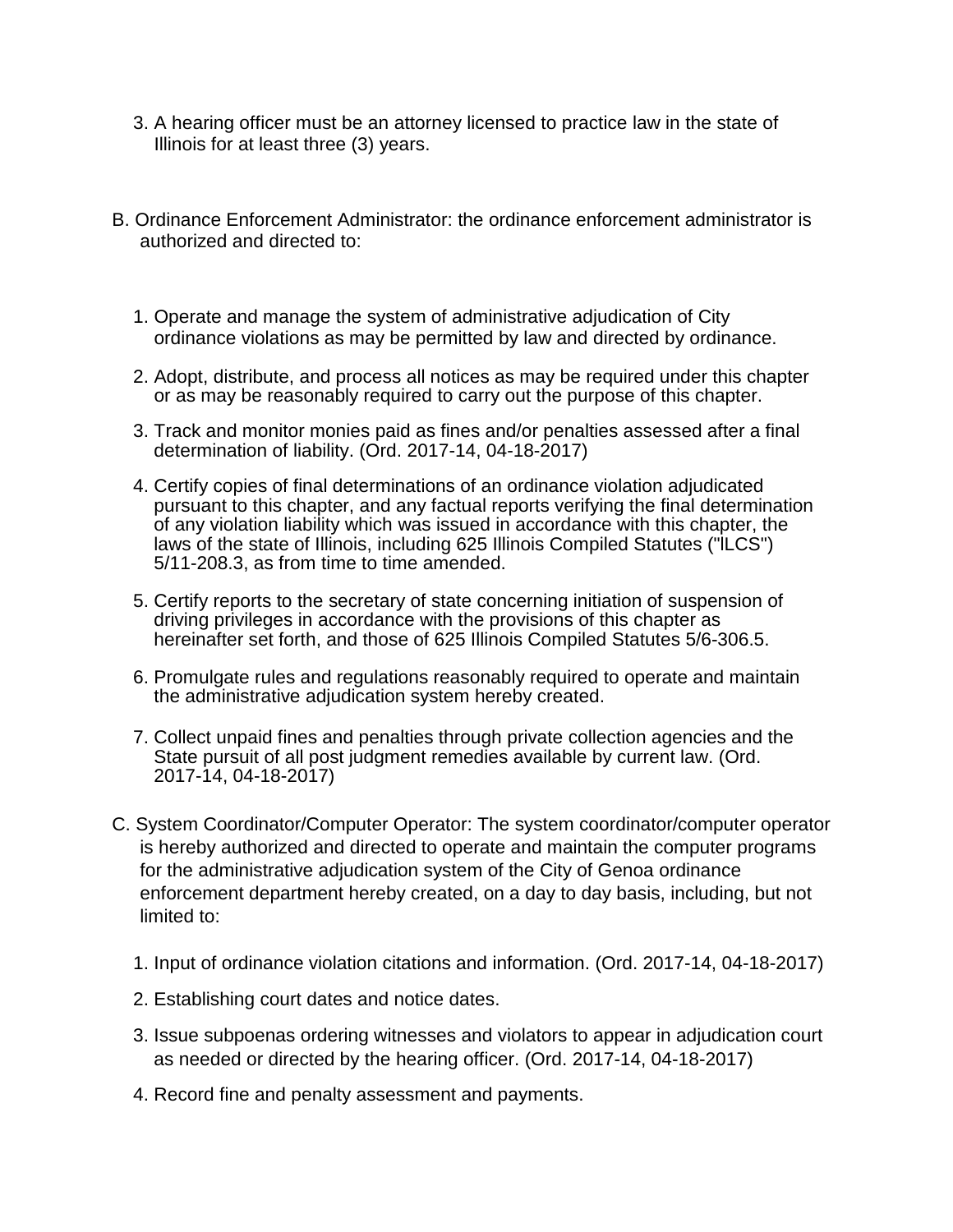3. A hearing officer must be an attorney licensed to practice law in the state of Illinois for at least three (3) years.

B. Ordinance Enforcement Administrator: the ordinance enforcement administrator is authorized and directed to:

1. Operate and manage the system of administrative adjudication of City ordinance violations as may be permitted by law and directed by ordinance.

2. Adopt, distribute, and process all notices as may be required under this chapter or as may be reasonably required to carry out the purpose of this chapter.

3. Track and monitor monies paid as fines and/or penalties assessed after a final determination of liability. (Ord. 2017-14, 04-18-2017)

4. Certify copies of final determinations of an ordinance violation adjudicated pursuant to this chapter, and any factual reports verifying the final determination of any violation liability which was issued in accordance with this chapter, the laws of the state of Illinois, including 625 Illinois Compiled Statutes ("lLCS") 5/11-208.3, as from time to time amended.

5. Certify reports to the secretary of state concerning initiation of suspension of driving privileges in accordance with the provisions of this chapter as hereinafter set forth, and those of 625 Illinois Compiled Statutes 5/6-306.5.

6. Promulgate rules and regulations reasonably required to operate and maintain the administrative adjudication system hereby created.

7. Collect unpaid fines and penalties through private collection agencies and the State pursuit of all post judgment remedies available by current law. (Ord. 2017-14, 04-18-2017)

C. System Coordinator/Computer Operator: The system coordinator/computer operator is hereby authorized and directed to operate and maintain the computer programs for the administrative adjudication system of the City of Genoa ordinance enforcement department hereby created, on a day to day basis, including, but not limited to:

1. Input of ordinance violation citations and information. (Ord. 2017-14, 04-18-2017)

2. Establishing court dates and notice dates.

3. Issue subpoenas ordering witnesses and violators to appear in adjudication court as needed or directed by the hearing officer. (Ord. 2017-14, 04-18-2017)

4. Record fine and penalty assessment and payments.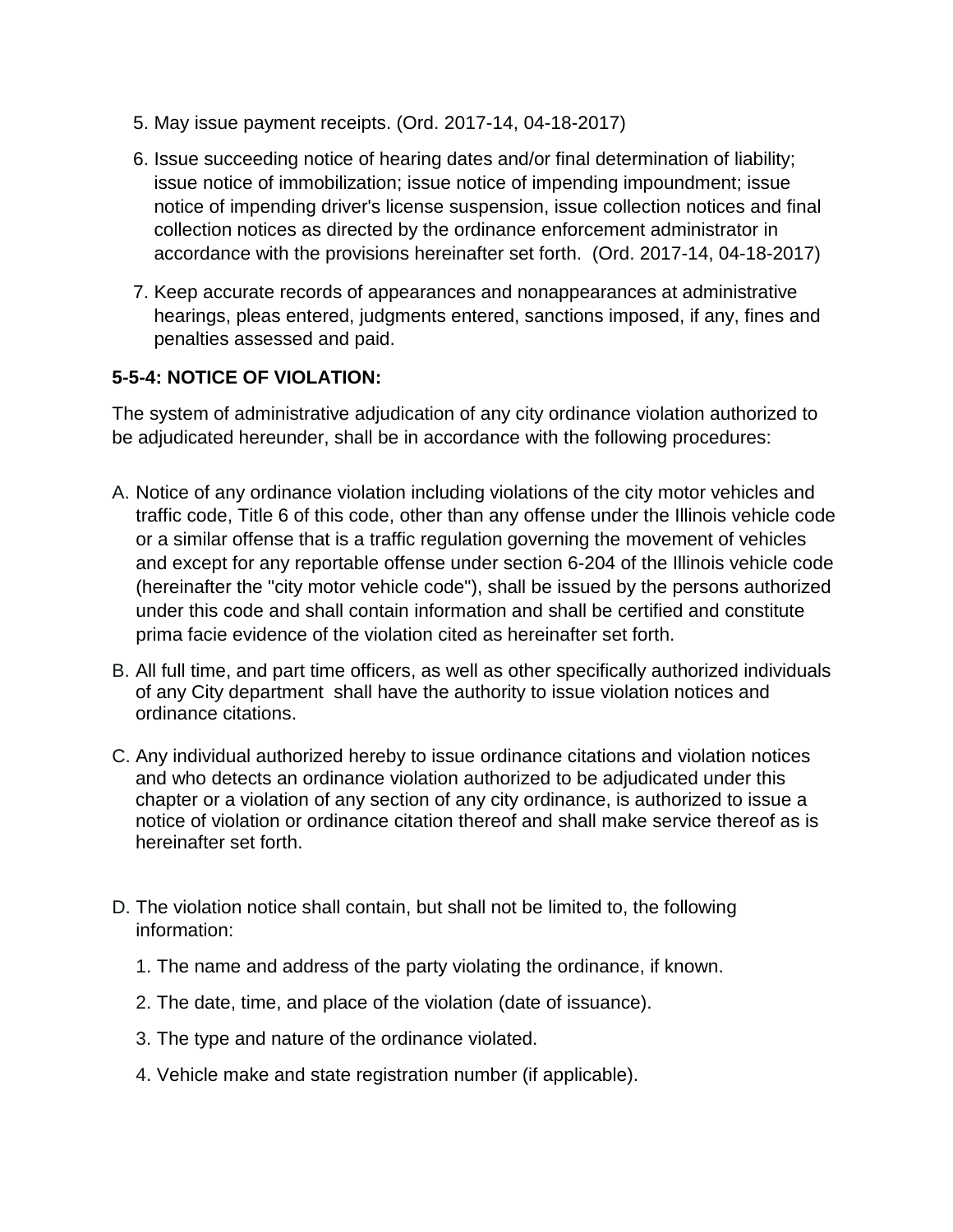5. May issue payment receipts. (Ord. 2017-14, 04-18-2017)

6. Issue succeeding notice of hearing dates and/or final determination of liability; issue notice of immobilization; issue notice of impending impoundment; issue notice of impending driver's license suspension, issue collection notices and final collection notices as directed by the ordinance enforcement administrator in accordance with the provisions hereinafter set forth. (Ord. 2017-14, 04-18-2017)

7. Keep accurate records of appearances and nonappearances at administrative hearings, pleas entered, judgments entered, sanctions imposed, if any, fines and penalties assessed and paid.

**5-5-4: NOTICE OF VIOLATION:**

The system of administrative adjudication of any city ordinance violation authorized to be adjudicated hereunder, shall be in accordance with the following procedures:

A. Notice of any ordinance violation including violations of the city motor vehicles and traffic code, Title 6 of this code, other than any offense under the Illinois vehicle code or a similar offense that is a traffic regulation governing the movement of vehicles and except for any reportable offense under section 6-204 of the Illinois vehicle code (hereinafter the "city motor vehicle code"), shall be issued by the persons authorized under this code and shall contain information and shall be certified and constitute prima facie evidence of the violation cited as hereinafter set forth.

B. All full time, and part time officers, as well as other specifically authorized individuals of any City department shall have the authority to issue violation notices and ordinance citations.

C. Any individual authorized hereby to issue ordinance citations and violation notices and who detects an ordinance violation authorized to be adjudicated under this chapter or a violation of any section of any city ordinance, is authorized to issue a notice of violation or ordinance citation thereof and shall make service thereof as is hereinafter set forth.

D. The violation notice shall contain, but shall not be limited to, the following information:

   1. The name and address of the party violating the ordinance, if known.

   2. The date, time, and place of the violation (date of issuance).

   3. The type and nature of the ordinance violated.

   4. Vehicle make and state registration number (if applicable).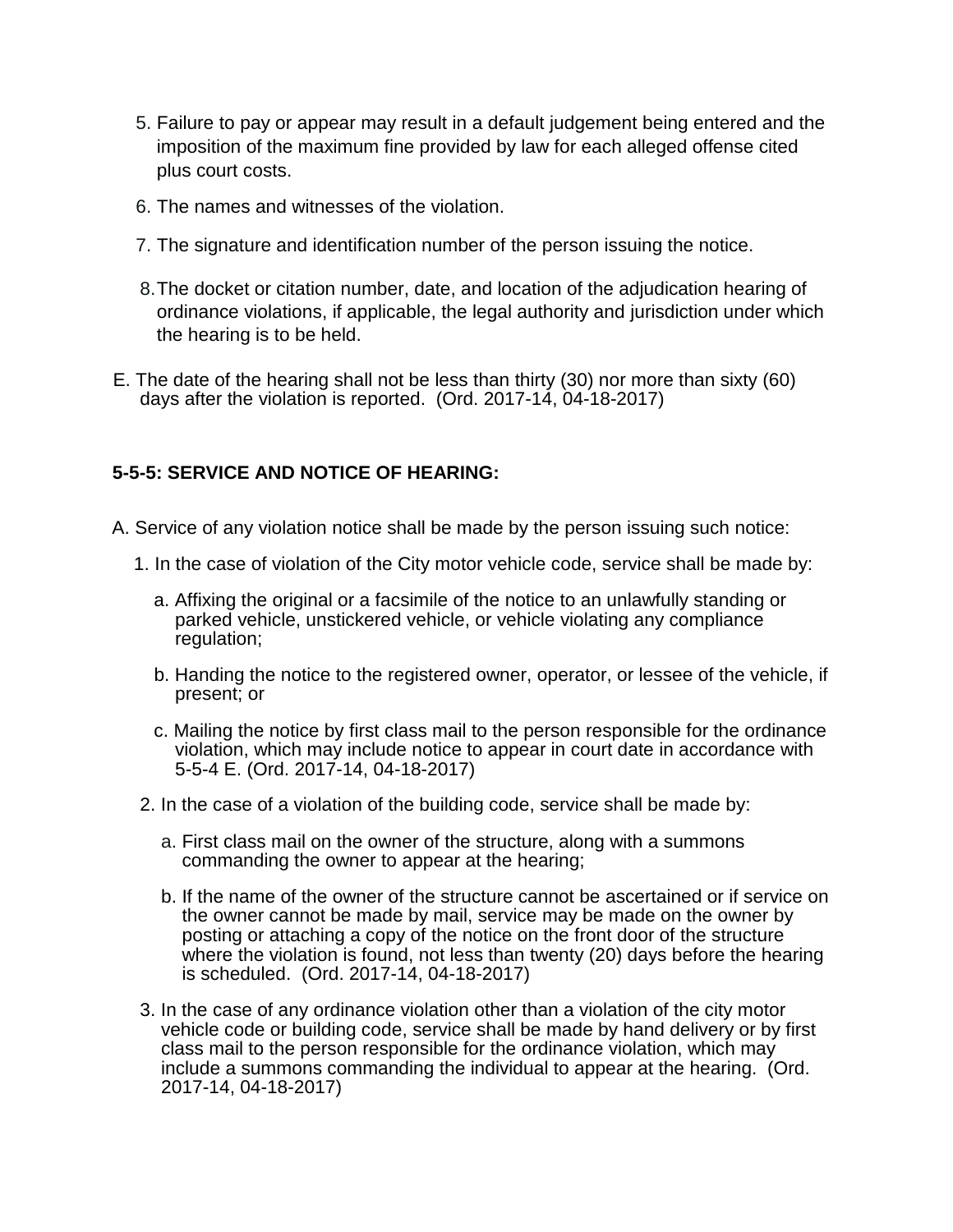5. Failure to pay or appear may result in a default judgement being entered and the imposition of the maximum fine provided by law for each alleged offense cited plus court costs.

6. The names and witnesses of the violation.

7. The signature and identification number of the person issuing the notice.

8. The docket or citation number, date, and location of the adjudication hearing of ordinance violations, if applicable, the legal authority and jurisdiction under which the hearing is to be held.

E. The date of the hearing shall not be less than thirty (30) nor more than sixty (60) days after the violation is reported. (Ord. 2017-14, 04-18-2017)

### 5-5-5: SERVICE AND NOTICE OF HEARING:

A. Service of any violation notice shall be made by the person issuing such notice:

1. In the case of violation of the City motor vehicle code, service shall be made by:

   a. Affixing the original or a facsimile of the notice to an unlawfully standing or parked vehicle, unstickered vehicle, or vehicle violating any compliance regulation;

   b. Handing the notice to the registered owner, operator, or lessee of the vehicle, if present; or

   c. Mailing the notice by first class mail to the person responsible for the ordinance violation, which may include notice to appear in court date in accordance with 5-5-4 E. (Ord. 2017-14, 04-18-2017)

2. In the case of a violation of the building code, service shall be made by:

   a. First class mail on the owner of the structure, along with a summons commanding the owner to appear at the hearing;

   b. If the name of the owner of the structure cannot be ascertained or if service on the owner cannot be made by mail, service may be made on the owner by posting or attaching a copy of the notice on the front door of the structure where the violation is found, not less than twenty (20) days before the hearing is scheduled. (Ord. 2017-14, 04-18-2017)

3. In the case of any ordinance violation other than a violation of the city motor vehicle code or building code, service shall be made by hand delivery or by first class mail to the person responsible for the ordinance violation, which may include a summons commanding the individual to appear at the hearing. (Ord. 2017-14, 04-18-2017)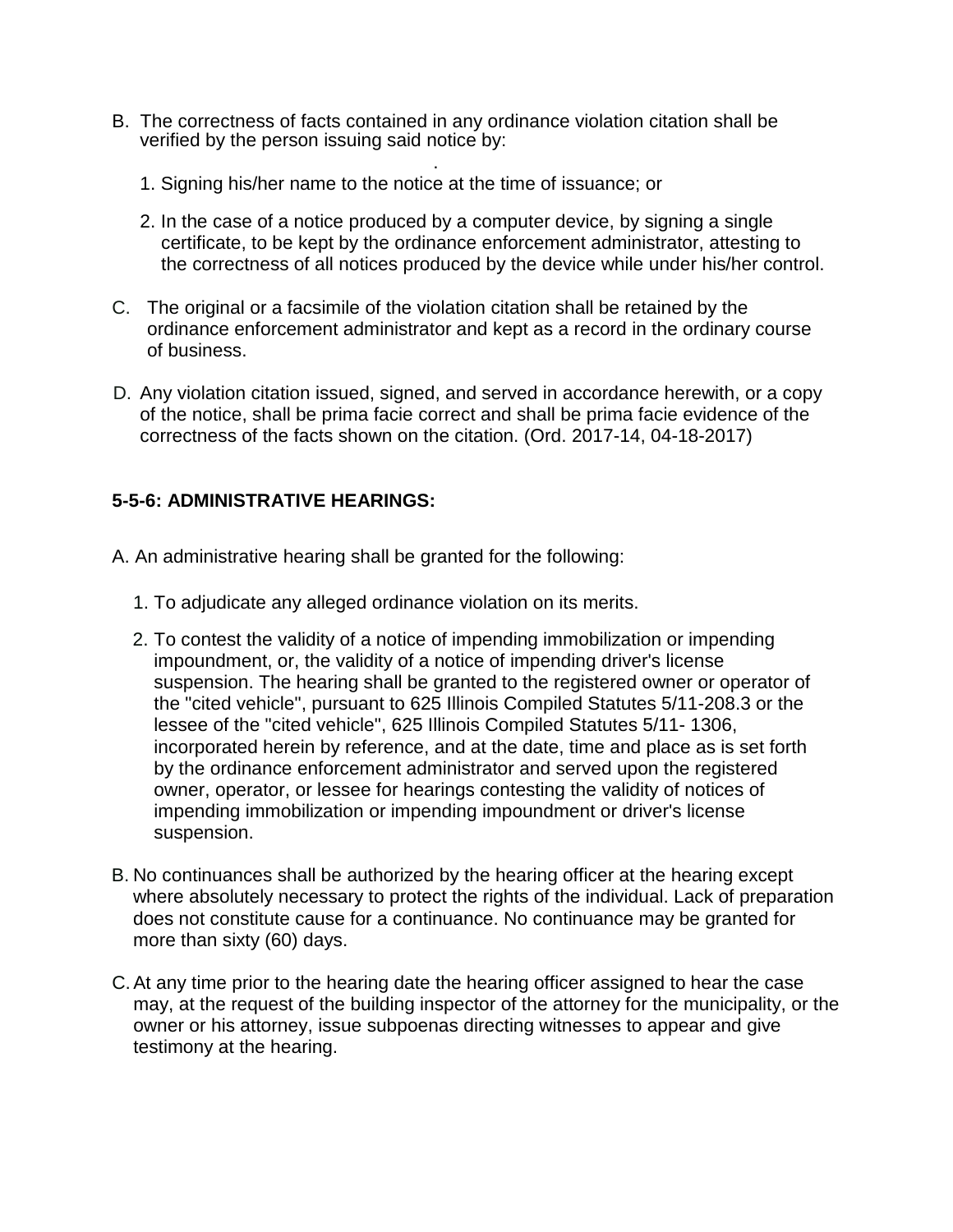B. The correctness of facts contained in any ordinance violation citation shall be verified by the person issuing said notice by:

   1. Signing his/her name to the notice at the time of issuance; or

   2. In the case of a notice produced by a computer device, by signing a single certificate, to be kept by the ordinance enforcement administrator, attesting to the correctness of all notices produced by the device while under his/her control.

C. The original or a facsimile of the violation citation shall be retained by the ordinance enforcement administrator and kept as a record in the ordinary course of business.

D. Any violation citation issued, signed, and served in accordance herewith, or a copy of the notice, shall be prima facie correct and shall be prima facie evidence of the correctness of the facts shown on the citation. (Ord. 2017-14, 04-18-2017)

**5-5-6: ADMINISTRATIVE HEARINGS:**

A. An administrative hearing shall be granted for the following:

   1. To adjudicate any alleged ordinance violation on its merits.

   2. To contest the validity of a notice of impending immobilization or impending impoundment, or, the validity of a notice of impending driver's license suspension. The hearing shall be granted to the registered owner or operator of the "cited vehicle", pursuant to 625 Illinois Compiled Statutes 5/11-208.3 or the lessee of the "cited vehicle", 625 Illinois Compiled Statutes 5/11- 1306, incorporated herein by reference, and at the date, time and place as is set forth by the ordinance enforcement administrator and served upon the registered owner, operator, or lessee for hearings contesting the validity of notices of impending immobilization or impending impoundment or driver's license suspension.

B. No continuances shall be authorized by the hearing officer at the hearing except where absolutely necessary to protect the rights of the individual. Lack of preparation does not constitute cause for a continuance. No continuance may be granted for more than sixty (60) days.

C. At any time prior to the hearing date the hearing officer assigned to hear the case may, at the request of the building inspector of the attorney for the municipality, or the owner or his attorney, issue subpoenas directing witnesses to appear and give testimony at the hearing.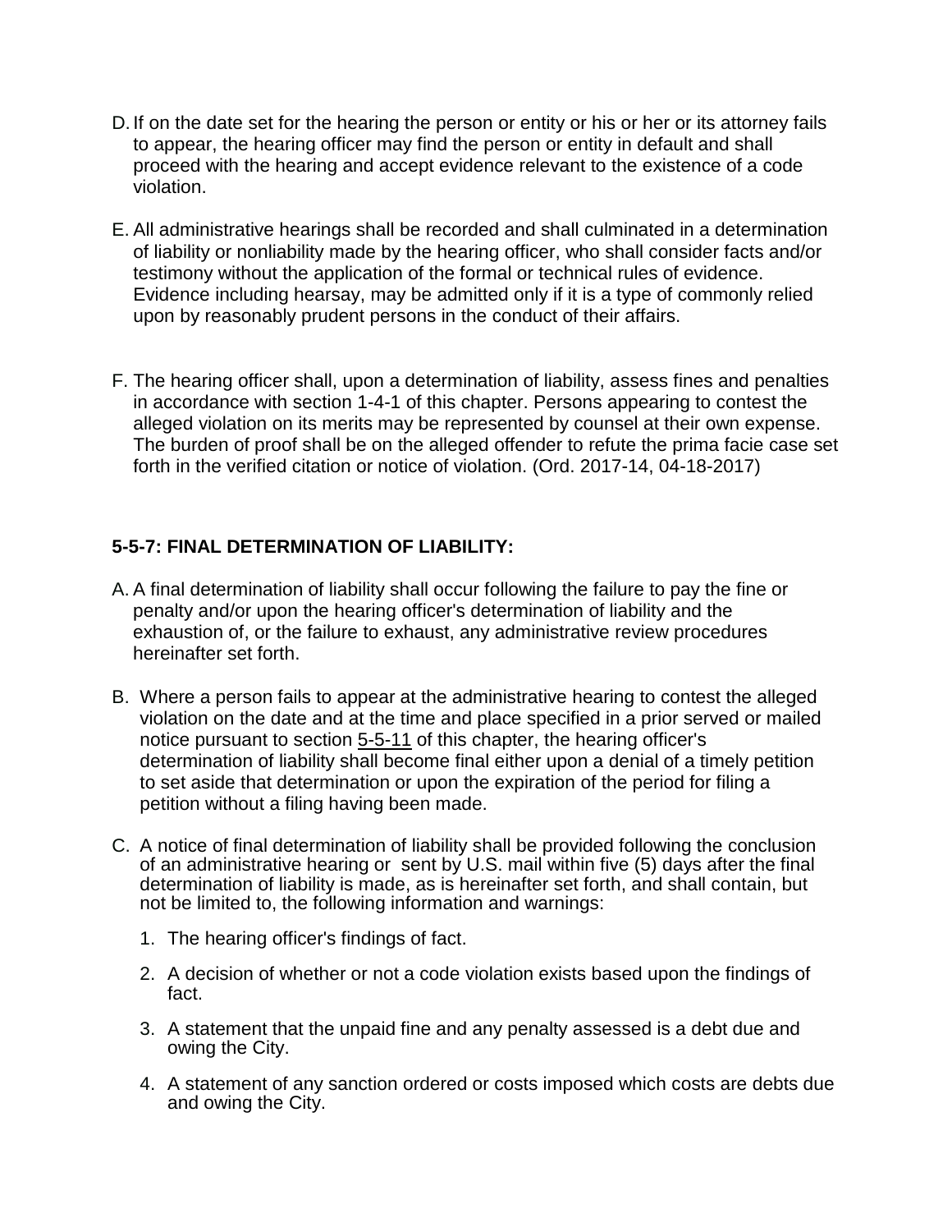D. If on the date set for the hearing the person or entity or his or her or its attorney fails to appear, the hearing officer may find the person or entity in default and shall proceed with the hearing and accept evidence relevant to the existence of a code violation.

E. All administrative hearings shall be recorded and shall culminated in a determination of liability or nonliability made by the hearing officer, who shall consider facts and/or testimony without the application of the formal or technical rules of evidence. Evidence including hearsay, may be admitted only if it is a type of commonly relied upon by reasonably prudent persons in the conduct of their affairs.

F. The hearing officer shall, upon a determination of liability, assess fines and penalties in accordance with section 1-4-1 of this chapter. Persons appearing to contest the alleged violation on its merits may be represented by counsel at their own expense. The burden of proof shall be on the alleged offender to refute the prima facie case set forth in the verified citation or notice of violation. (Ord. 2017-14, 04-18-2017)

**5-5-7: FINAL DETERMINATION OF LIABILITY:**

A. A final determination of liability shall occur following the failure to pay the fine or penalty and/or upon the hearing officer's determination of liability and the exhaustion of, or the failure to exhaust, any administrative review procedures hereinafter set forth.

B. Where a person fails to appear at the administrative hearing to contest the alleged violation on the date and at the time and place specified in a prior served or mailed notice pursuant to section 5-5-11 of this chapter, the hearing officer's determination of liability shall become final either upon a denial of a timely petition to set aside that determination or upon the expiration of the period for filing a petition without a filing having been made.

C. A notice of final determination of liability shall be provided following the conclusion of an administrative hearing or sent by U.S. mail within five (5) days after the final determination of liability is made, as is hereinafter set forth, and shall contain, but not be limited to, the following information and warnings:

1. The hearing officer's findings of fact.
2. A decision of whether or not a code violation exists based upon the findings of fact.
3. A statement that the unpaid fine and any penalty assessed is a debt due and owing the City.
4. A statement of any sanction ordered or costs imposed which costs are debts due and owing the City.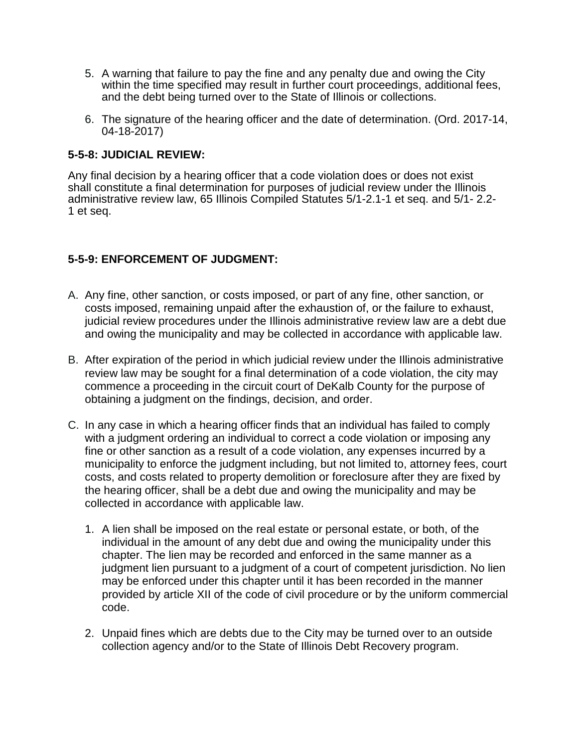5. A warning that failure to pay the fine and any penalty due and owing the City within the time specified may result in further court proceedings, additional fees, and the debt being turned over to the State of Illinois or collections.

6. The signature of the hearing officer and the date of determination. (Ord. 2017-14, 04-18-2017)

**5-5-8: JUDICIAL REVIEW:**

Any final decision by a hearing officer that a code violation does or does not exist shall constitute a final determination for purposes of judicial review under the Illinois administrative review law, 65 Illinois Compiled Statutes 5/1-2.1-1 et seq. and 5/1- 2.2-1 et seq.

**5-5-9: ENFORCEMENT OF JUDGMENT:**

A. Any fine, other sanction, or costs imposed, or part of any fine, other sanction, or costs imposed, remaining unpaid after the exhaustion of, or the failure to exhaust, judicial review procedures under the Illinois administrative review law are a debt due and owing the municipality and may be collected in accordance with applicable law.

B. After expiration of the period in which judicial review under the Illinois administrative review law may be sought for a final determination of a code violation, the city may commence a proceeding in the circuit court of DeKalb County for the purpose of obtaining a judgment on the findings, decision, and order.

C. In any case in which a hearing officer finds that an individual has failed to comply with a judgment ordering an individual to correct a code violation or imposing any fine or other sanction as a result of a code violation, any expenses incurred by a municipality to enforce the judgment including, but not limited to, attorney fees, court costs, and costs related to property demolition or foreclosure after they are fixed by the hearing officer, shall be a debt due and owing the municipality and may be collected in accordance with applicable law.

   1. A lien shall be imposed on the real estate or personal estate, or both, of the individual in the amount of any debt due and owing the municipality under this chapter. The lien may be recorded and enforced in the same manner as a judgment lien pursuant to a judgment of a court of competent jurisdiction. No lien may be enforced under this chapter until it has been recorded in the manner provided by article XII of the code of civil procedure or by the uniform commercial code.

   2. Unpaid fines which are debts due to the City may be turned over to an outside collection agency and/or to the State of Illinois Debt Recovery program.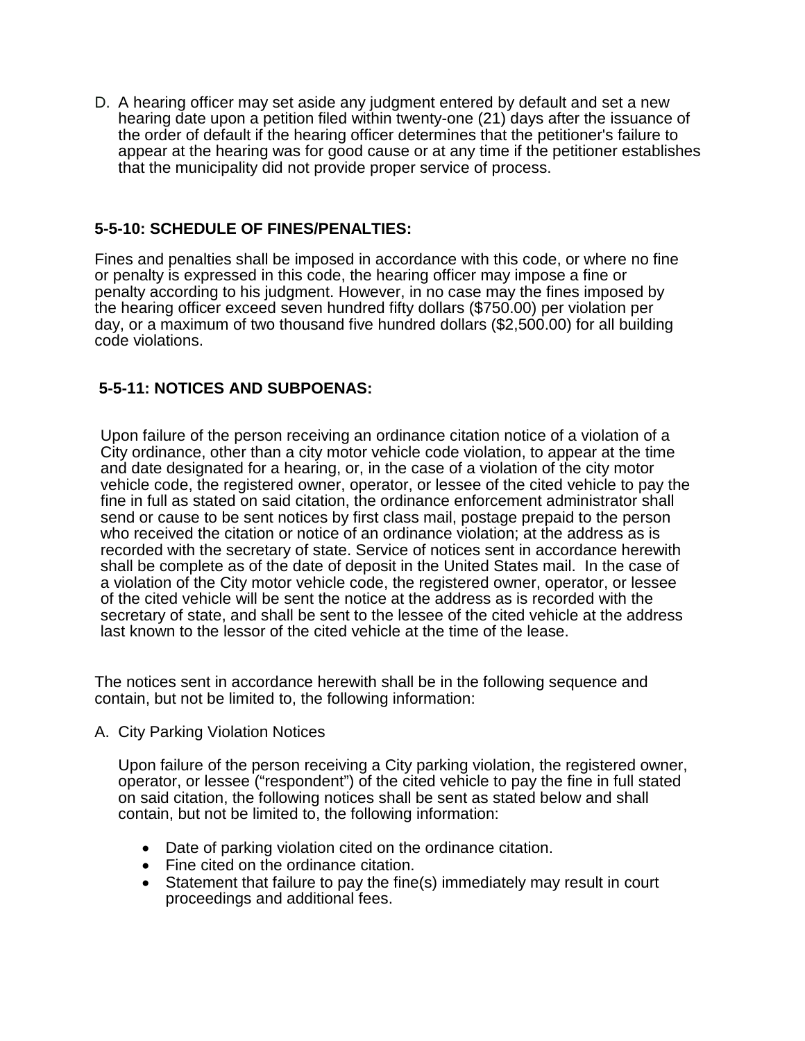D. A hearing officer may set aside any judgment entered by default and set a new hearing date upon a petition filed within twenty-one (21) days after the issuance of the order of default if the hearing officer determines that the petitioner's failure to appear at the hearing was for good cause or at any time if the petitioner establishes that the municipality did not provide proper service of process.

### 5-5-10: SCHEDULE OF FINES/PENALTIES:

Fines and penalties shall be imposed in accordance with this code, or where no fine or penalty is expressed in this code, the hearing officer may impose a fine or penalty according to his judgment. However, in no case may the fines imposed by the hearing officer exceed seven hundred fifty dollars ($750.00) per violation per day, or a maximum of two thousand five hundred dollars ($2,500.00) for all building code violations.

### 5-5-11: NOTICES AND SUBPOENAS:

Upon failure of the person receiving an ordinance citation notice of a violation of a City ordinance, other than a city motor vehicle code violation, to appear at the time and date designated for a hearing, or, in the case of a violation of the city motor vehicle code, the registered owner, operator, or lessee of the cited vehicle to pay the fine in full as stated on said citation, the ordinance enforcement administrator shall send or cause to be sent notices by first class mail, postage prepaid to the person who received the citation or notice of an ordinance violation; at the address as is recorded with the secretary of state. Service of notices sent in accordance herewith shall be complete as of the date of deposit in the United States mail. In the case of a violation of the City motor vehicle code, the registered owner, operator, or lessee of the cited vehicle will be sent the notice at the address as is recorded with the secretary of state, and shall be sent to the lessee of the cited vehicle at the address last known to the lessor of the cited vehicle at the time of the lease.

The notices sent in accordance herewith shall be in the following sequence and contain, but not be limited to, the following information:

A. City Parking Violation Notices

Upon failure of the person receiving a City parking violation, the registered owner, operator, or lessee ("respondent") of the cited vehicle to pay the fine in full stated on said citation, the following notices shall be sent as stated below and shall contain, but not be limited to, the following information:

- Date of parking violation cited on the ordinance citation.
- Fine cited on the ordinance citation.
- Statement that failure to pay the fine(s) immediately may result in court proceedings and additional fees.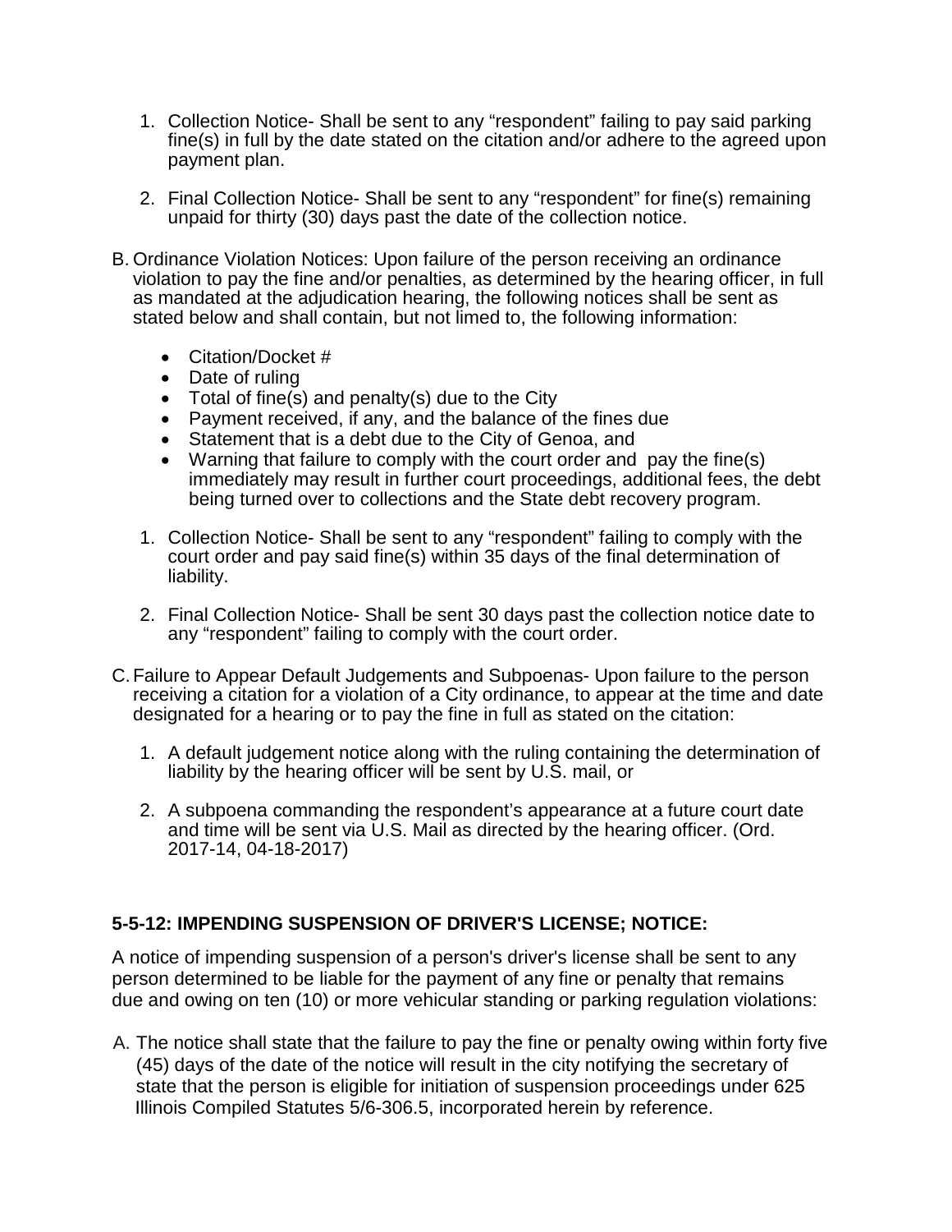1. Collection Notice- Shall be sent to any "respondent" failing to pay said parking fine(s) in full by the date stated on the citation and/or adhere to the agreed upon payment plan.

2. Final Collection Notice- Shall be sent to any "respondent" for fine(s) remaining unpaid for thirty (30) days past the date of the collection notice.

B. Ordinance Violation Notices: Upon failure of the person receiving an ordinance violation to pay the fine and/or penalties, as determined by the hearing officer, in full as mandated at the adjudication hearing, the following notices shall be sent as stated below and shall contain, but not limed to, the following information:

- Citation/Docket #
- Date of ruling
- Total of fine(s) and penalty(s) due to the City
- Payment received, if any, and the balance of the fines due
- Statement that is a debt due to the City of Genoa, and
- Warning that failure to comply with the court order and pay the fine(s) immediately may result in further court proceedings, additional fees, the debt being turned over to collections and the State debt recovery program.

1. Collection Notice- Shall be sent to any "respondent" failing to comply with the court order and pay said fine(s) within 35 days of the final determination of liability.

2. Final Collection Notice- Shall be sent 30 days past the collection notice date to any "respondent" failing to comply with the court order.

C. Failure to Appear Default Judgements and Subpoenas- Upon failure to the person receiving a citation for a violation of a City ordinance, to appear at the time and date designated for a hearing or to pay the fine in full as stated on the citation:

1. A default judgement notice along with the ruling containing the determination of liability by the hearing officer will be sent by U.S. mail, or

2. A subpoena commanding the respondent's appearance at a future court date and time will be sent via U.S. Mail as directed by the hearing officer. (Ord. 2017-14, 04-18-2017)

### 5-5-12: IMPENDING SUSPENSION OF DRIVER'S LICENSE; NOTICE:

A notice of impending suspension of a person's driver's license shall be sent to any person determined to be liable for the payment of any fine or penalty that remains due and owing on ten (10) or more vehicular standing or parking regulation violations:

A. The notice shall state that the failure to pay the fine or penalty owing within forty five (45) days of the date of the notice will result in the city notifying the secretary of state that the person is eligible for initiation of suspension proceedings under 625 Illinois Compiled Statutes 5/6-306.5, incorporated herein by reference.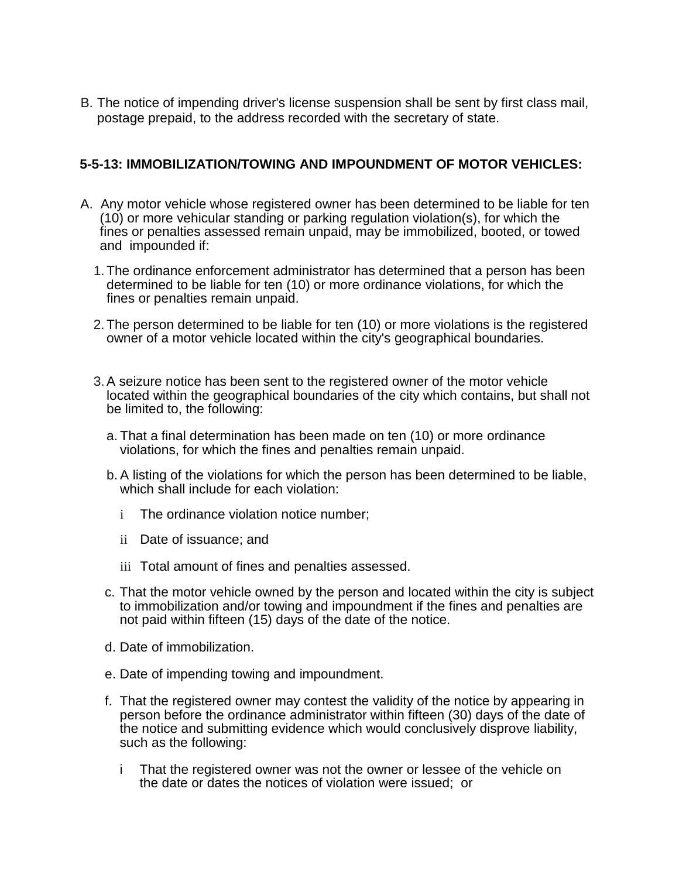B. The notice of impending driver's license suspension shall be sent by first class mail, postage prepaid, to the address recorded with the secretary of state.

**5-5-13: IMMOBILIZATION/TOWING AND IMPOUNDMENT OF MOTOR VEHICLES:**

A. Any motor vehicle whose registered owner has been determined to be liable for ten (10) or more vehicular standing or parking regulation violation(s), for which the fines or penalties assessed remain unpaid, may be immobilized, booted, or towed and impounded if:

1. The ordinance enforcement administrator has determined that a person has been determined to be liable for ten (10) or more ordinance violations, for which the fines or penalties remain unpaid.

2. The person determined to be liable for ten (10) or more violations is the registered owner of a motor vehicle located within the city's geographical boundaries.

3. A seizure notice has been sent to the registered owner of the motor vehicle located within the geographical boundaries of the city which contains, but shall not be limited to, the following:

   a. That a final determination has been made on ten (10) or more ordinance violations, for which the fines and penalties remain unpaid.

   b. A listing of the violations for which the person has been determined to be liable, which shall include for each violation:

      i The ordinance violation notice number;

      ii Date of issuance; and

      iii Total amount of fines and penalties assessed.

   c. That the motor vehicle owned by the person and located within the city is subject to immobilization and/or towing and impoundment if the fines and penalties are not paid within fifteen (15) days of the date of the notice.

   d. Date of immobilization.

   e. Date of impending towing and impoundment.

   f. That the registered owner may contest the validity of the notice by appearing in person before the ordinance administrator within fifteen (30) days of the date of the notice and submitting evidence which would conclusively disprove liability, such as the following:

      i That the registered owner was not the owner or lessee of the vehicle on the date or dates the notices of violation were issued; or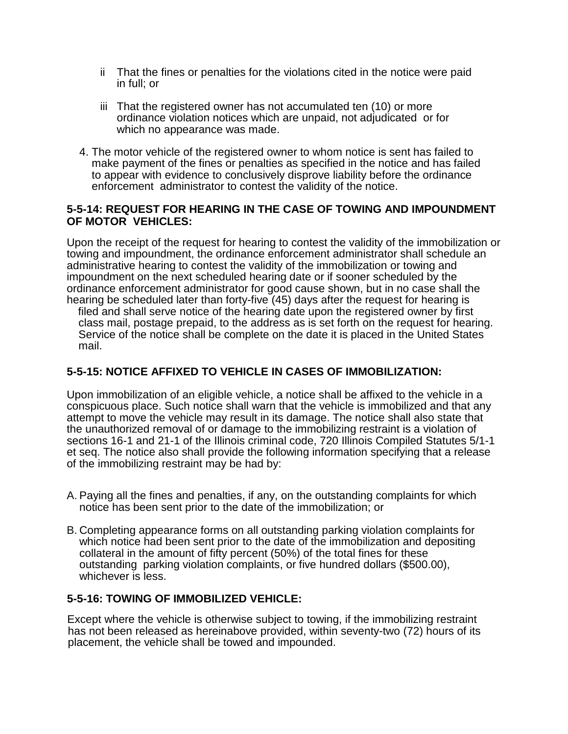ii That the fines or penalties for the violations cited in the notice were paid in full; or

iii That the registered owner has not accumulated ten (10) or more ordinance violation notices which are unpaid, not adjudicated or for which no appearance was made.

4. The motor vehicle of the registered owner to whom notice is sent has failed to make payment of the fines or penalties as specified in the notice and has failed to appear with evidence to conclusively disprove liability before the ordinance enforcement administrator to contest the validity of the notice.

**5-5-14: REQUEST FOR HEARING IN THE CASE OF TOWING AND IMPOUNDMENT OF MOTOR VEHICLES:**

Upon the receipt of the request for hearing to contest the validity of the immobilization or towing and impoundment, the ordinance enforcement administrator shall schedule an administrative hearing to contest the validity of the immobilization or towing and impoundment on the next scheduled hearing date or if sooner scheduled by the ordinance enforcement administrator for good cause shown, but in no case shall the hearing be scheduled later than forty-five (45) days after the request for hearing is filed and shall serve notice of the hearing date upon the registered owner by first class mail, postage prepaid, to the address as is set forth on the request for hearing. Service of the notice shall be complete on the date it is placed in the United States mail.

**5-5-15: NOTICE AFFIXED TO VEHICLE IN CASES OF IMMOBILIZATION:**

Upon immobilization of an eligible vehicle, a notice shall be affixed to the vehicle in a conspicuous place. Such notice shall warn that the vehicle is immobilized and that any attempt to move the vehicle may result in its damage. The notice shall also state that the unauthorized removal of or damage to the immobilizing restraint is a violation of sections 16-1 and 21-1 of the Illinois criminal code, 720 Illinois Compiled Statutes 5/1-1 et seq. The notice also shall provide the following information specifying that a release of the immobilizing restraint may be had by:

A. Paying all the fines and penalties, if any, on the outstanding complaints for which notice has been sent prior to the date of the immobilization; or

B. Completing appearance forms on all outstanding parking violation complaints for which notice had been sent prior to the date of the immobilization and depositing collateral in the amount of fifty percent (50%) of the total fines for these outstanding parking violation complaints, or five hundred dollars ($500.00), whichever is less.

**5-5-16: TOWING OF IMMOBILIZED VEHICLE:**

Except where the vehicle is otherwise subject to towing, if the immobilizing restraint has not been released as hereinabove provided, within seventy-two (72) hours of its placement, the vehicle shall be towed and impounded.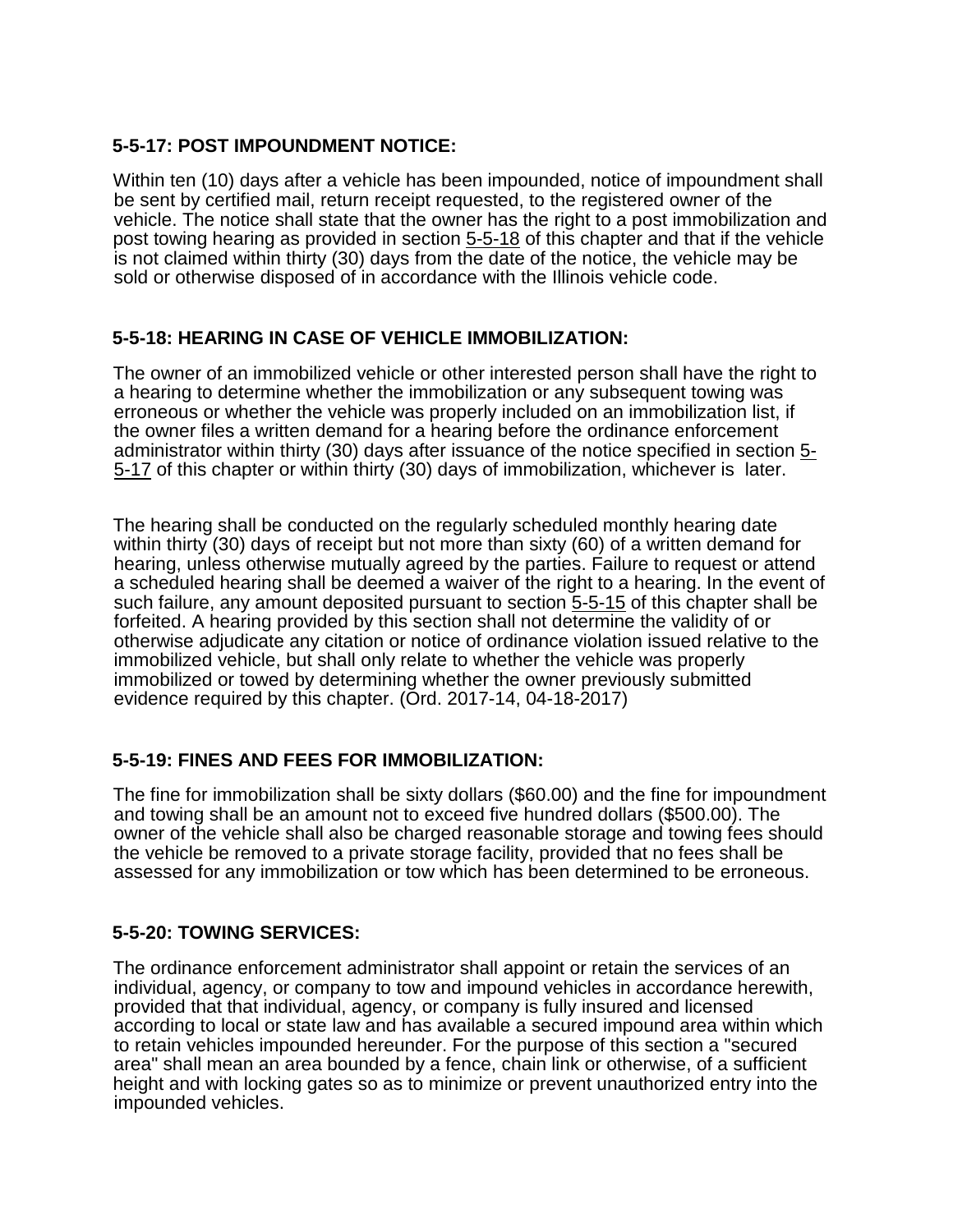### 5-5-17: POST IMPOUNDMENT NOTICE:

Within ten (10) days after a vehicle has been impounded, notice of impoundment shall be sent by certified mail, return receipt requested, to the registered owner of the vehicle. The notice shall state that the owner has the right to a post immobilization and post towing hearing as provided in section 5-5-18 of this chapter and that if the vehicle is not claimed within thirty (30) days from the date of the notice, the vehicle may be sold or otherwise disposed of in accordance with the Illinois vehicle code.

### 5-5-18: HEARING IN CASE OF VEHICLE IMMOBILIZATION:

The owner of an immobilized vehicle or other interested person shall have the right to a hearing to determine whether the immobilization or any subsequent towing was erroneous or whether the vehicle was properly included on an immobilization list, if the owner files a written demand for a hearing before the ordinance enforcement administrator within thirty (30) days after issuance of the notice specified in section 5-5-17 of this chapter or within thirty (30) days of immobilization, whichever is later.

The hearing shall be conducted on the regularly scheduled monthly hearing date within thirty (30) days of receipt but not more than sixty (60) of a written demand for hearing, unless otherwise mutually agreed by the parties. Failure to request or attend a scheduled hearing shall be deemed a waiver of the right to a hearing. In the event of such failure, any amount deposited pursuant to section 5-5-15 of this chapter shall be forfeited. A hearing provided by this section shall not determine the validity of or otherwise adjudicate any citation or notice of ordinance violation issued relative to the immobilized vehicle, but shall only relate to whether the vehicle was properly immobilized or towed by determining whether the owner previously submitted evidence required by this chapter. (Ord. 2017-14, 04-18-2017)

### 5-5-19: FINES AND FEES FOR IMMOBILIZATION:

The fine for immobilization shall be sixty dollars ($60.00) and the fine for impoundment and towing shall be an amount not to exceed five hundred dollars ($500.00). The owner of the vehicle shall also be charged reasonable storage and towing fees should the vehicle be removed to a private storage facility, provided that no fees shall be assessed for any immobilization or tow which has been determined to be erroneous.

### 5-5-20: TOWING SERVICES:

The ordinance enforcement administrator shall appoint or retain the services of an individual, agency, or company to tow and impound vehicles in accordance herewith, provided that that individual, agency, or company is fully insured and licensed according to local or state law and has available a secured impound area within which to retain vehicles impounded hereunder. For the purpose of this section a "secured area" shall mean an area bounded by a fence, chain link or otherwise, of a sufficient height and with locking gates so as to minimize or prevent unauthorized entry into the impounded vehicles.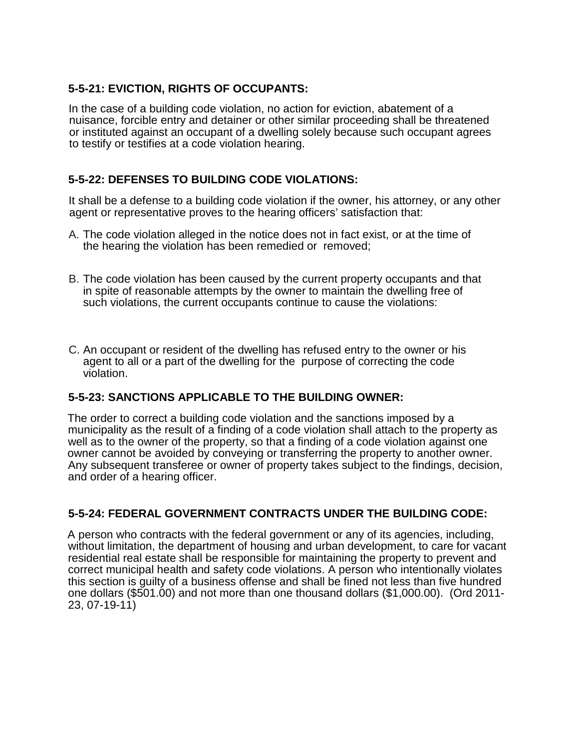### 5-5-21: EVICTION, RIGHTS OF OCCUPANTS:

In the case of a building code violation, no action for eviction, abatement of a nuisance, forcible entry and detainer or other similar proceeding shall be threatened or instituted against an occupant of a dwelling solely because such occupant agrees to testify or testifies at a code violation hearing.

### 5-5-22: DEFENSES TO BUILDING CODE VIOLATIONS:

It shall be a defense to a building code violation if the owner, his attorney, or any other agent or representative proves to the hearing officers' satisfaction that:

A. The code violation alleged in the notice does not in fact exist, or at the time of the hearing the violation has been remedied or removed;

B. The code violation has been caused by the current property occupants and that in spite of reasonable attempts by the owner to maintain the dwelling free of such violations, the current occupants continue to cause the violations:

C. An occupant or resident of the dwelling has refused entry to the owner or his agent to all or a part of the dwelling for the purpose of correcting the code violation.

### 5-5-23: SANCTIONS APPLICABLE TO THE BUILDING OWNER:

The order to correct a building code violation and the sanctions imposed by a municipality as the result of a finding of a code violation shall attach to the property as well as to the owner of the property, so that a finding of a code violation against one owner cannot be avoided by conveying or transferring the property to another owner. Any subsequent transferee or owner of property takes subject to the findings, decision, and order of a hearing officer.

### 5-5-24: FEDERAL GOVERNMENT CONTRACTS UNDER THE BUILDING CODE:

A person who contracts with the federal government or any of its agencies, including, without limitation, the department of housing and urban development, to care for vacant residential real estate shall be responsible for maintaining the property to prevent and correct municipal health and safety code violations. A person who intentionally violates this section is guilty of a business offense and shall be fined not less than five hundred one dollars ($501.00) and not more than one thousand dollars ($1,000.00). (Ord 2011-23, 07-19-11)